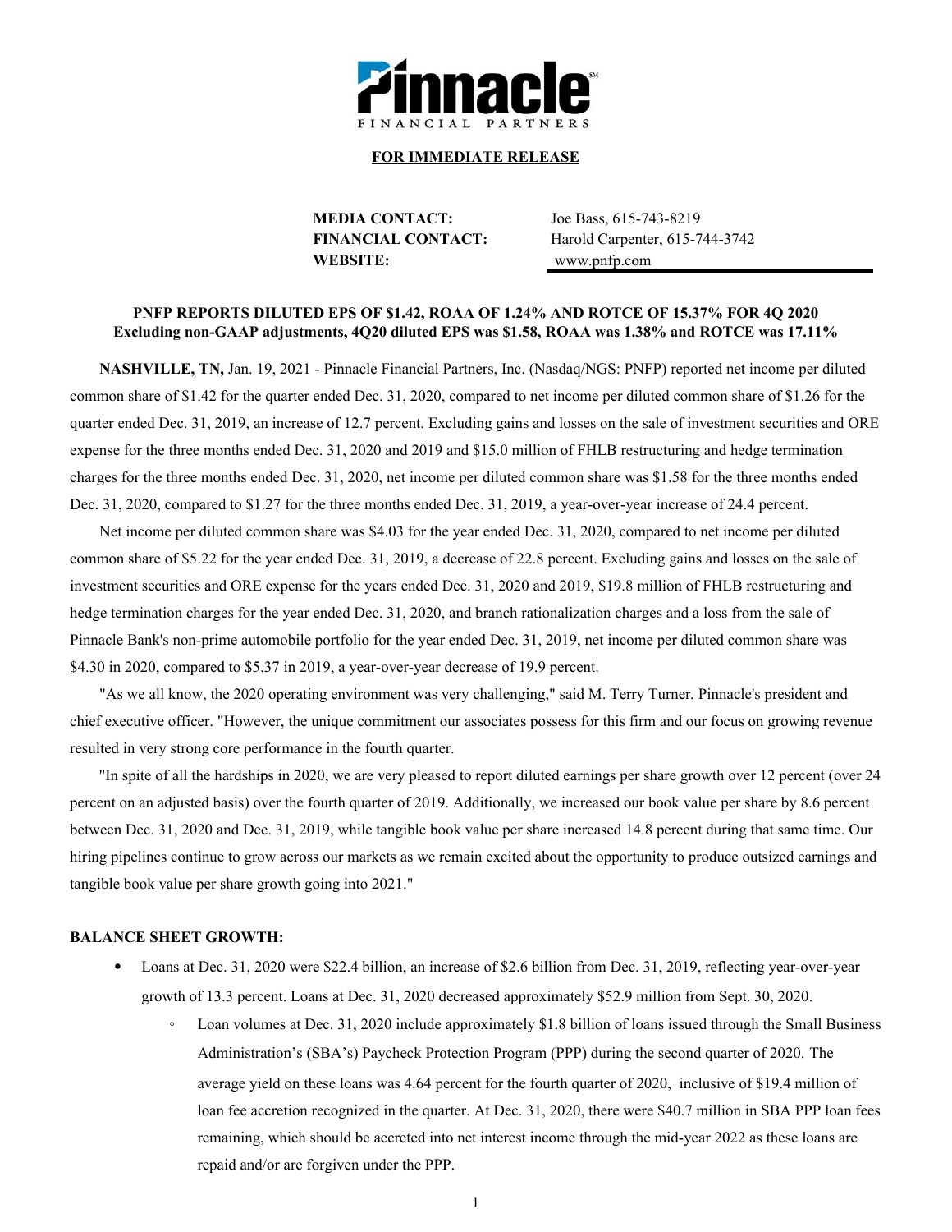**FOR IMMEDIATE RELEASE**

| | |
|---|---|
| **MEDIA CONTACT:** | Joe Bass, 615-743-8219 |
| **FINANCIAL CONTACT:** | Harold Carpenter, 615-744-3742 |
| **WEBSITE:** | www.pnfp.com |

**PNFP REPORTS DILUTED EPS OF $1.42, ROAA OF 1.24% AND ROTCE OF 15.37% FOR 4Q 2020**
**Excluding non-GAAP adjustments, 4Q20 diluted EPS was $1.58, ROAA was 1.38% and ROTCE was 17.11%**

**NASHVILLE, TN,** Jan. 19, 2021 - Pinnacle Financial Partners, Inc. (Nasdaq/NGS: PNFP) reported net income per diluted common share of $1.42 for the quarter ended Dec. 31, 2020, compared to net income per diluted common share of $1.26 for the quarter ended Dec. 31, 2019, an increase of 12.7 percent. Excluding gains and losses on the sale of investment securities and ORE expense for the three months ended Dec. 31, 2020 and 2019 and $15.0 million of FHLB restructuring and hedge termination charges for the three months ended Dec. 31, 2020, net income per diluted common share was $1.58 for the three months ended Dec. 31, 2020, compared to $1.27 for the three months ended Dec. 31, 2019, a year-over-year increase of 24.4 percent.

Net income per diluted common share was $4.03 for the year ended Dec. 31, 2020, compared to net income per diluted common share of $5.22 for the year ended Dec. 31, 2019, a decrease of 22.8 percent. Excluding gains and losses on the sale of investment securities and ORE expense for the years ended Dec. 31, 2020 and 2019, $19.8 million of FHLB restructuring and hedge termination charges for the year ended Dec. 31, 2020, and branch rationalization charges and a loss from the sale of Pinnacle Bank's non-prime automobile portfolio for the year ended Dec. 31, 2019, net income per diluted common share was $4.30 in 2020, compared to $5.37 in 2019, a year-over-year decrease of 19.9 percent.

"As we all know, the 2020 operating environment was very challenging," said M. Terry Turner, Pinnacle's president and chief executive officer. "However, the unique commitment our associates possess for this firm and our focus on growing revenue resulted in very strong core performance in the fourth quarter.

"In spite of all the hardships in 2020, we are very pleased to report diluted earnings per share growth over 12 percent (over 24 percent on an adjusted basis) over the fourth quarter of 2019. Additionally, we increased our book value per share by 8.6 percent between Dec. 31, 2020 and Dec. 31, 2019, while tangible book value per share increased 14.8 percent during that same time. Our hiring pipelines continue to grow across our markets as we remain excited about the opportunity to produce outsized earnings and tangible book value per share growth going into 2021."

**BALANCE SHEET GROWTH:**

- Loans at Dec. 31, 2020 were $22.4 billion, an increase of $2.6 billion from Dec. 31, 2019, reflecting year-over-year growth of 13.3 percent. Loans at Dec. 31, 2020 decreased approximately $52.9 million from Sept. 30, 2020.
  - Loan volumes at Dec. 31, 2020 include approximately $1.8 billion of loans issued through the Small Business Administration's (SBA's) Paycheck Protection Program (PPP) during the second quarter of 2020. The average yield on these loans was 4.64 percent for the fourth quarter of 2020, inclusive of $19.4 million of loan fee accretion recognized in the quarter. At Dec. 31, 2020, there were $40.7 million in SBA PPP loan fees remaining, which should be accreted into net interest income through the mid-year 2022 as these loans are repaid and/or are forgiven under the PPP.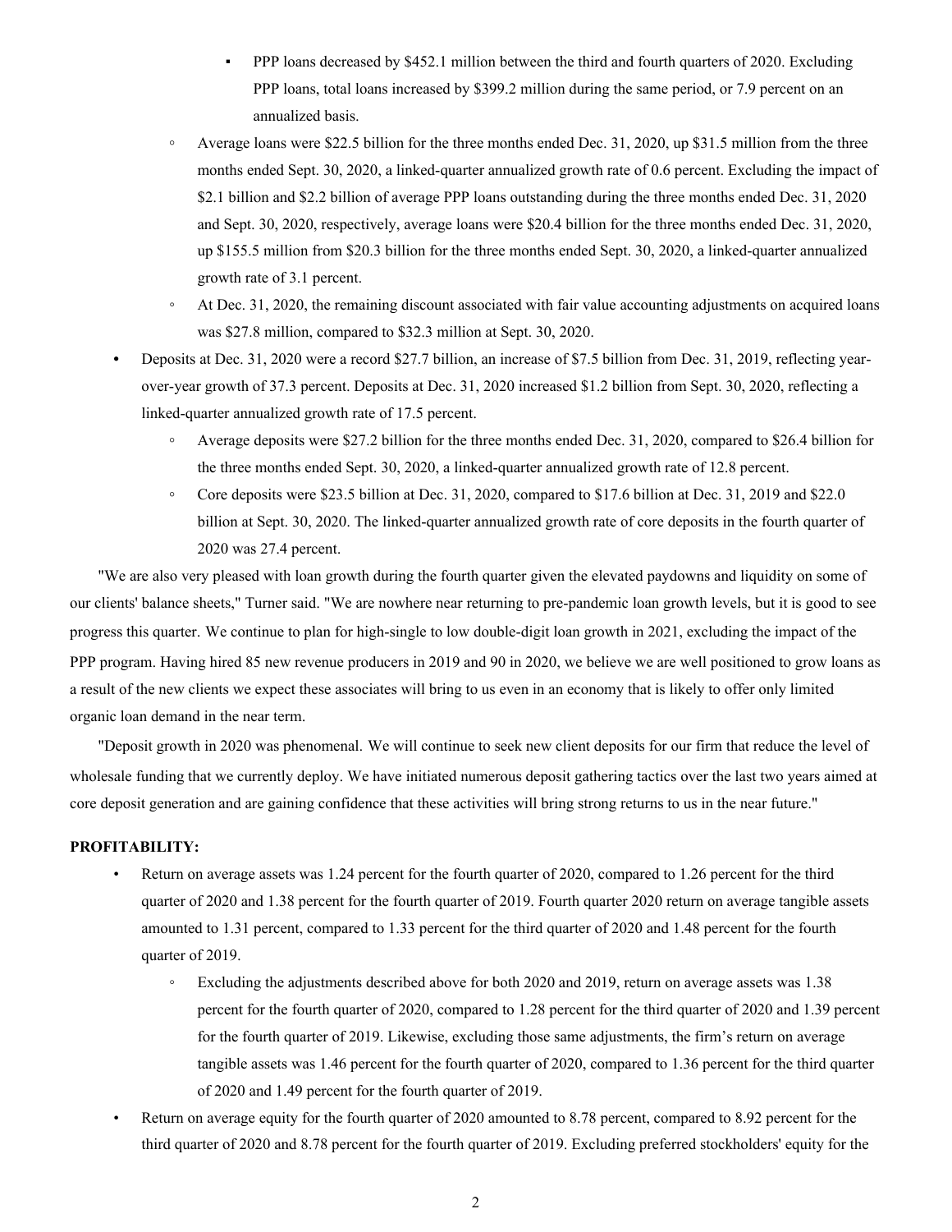- PPP loans decreased by $452.1 million between the third and fourth quarters of 2020. Excluding PPP loans, total loans increased by $399.2 million during the same period, or 7.9 percent on an annualized basis.
    - Average loans were $22.5 billion for the three months ended Dec. 31, 2020, up $31.5 million from the three months ended Sept. 30, 2020, a linked-quarter annualized growth rate of 0.6 percent. Excluding the impact of $2.1 billion and $2.2 billion of average PPP loans outstanding during the three months ended Dec. 31, 2020 and Sept. 30, 2020, respectively, average loans were $20.4 billion for the three months ended Dec. 31, 2020, up $155.5 million from $20.3 billion for the three months ended Sept. 30, 2020, a linked-quarter annualized growth rate of 3.1 percent.
    - At Dec. 31, 2020, the remaining discount associated with fair value accounting adjustments on acquired loans was $27.8 million, compared to $32.3 million at Sept. 30, 2020.
- Deposits at Dec. 31, 2020 were a record $27.7 billion, an increase of $7.5 billion from Dec. 31, 2019, reflecting year-over-year growth of 37.3 percent. Deposits at Dec. 31, 2020 increased $1.2 billion from Sept. 30, 2020, reflecting a linked-quarter annualized growth rate of 17.5 percent.
    - Average deposits were $27.2 billion for the three months ended Dec. 31, 2020, compared to $26.4 billion for the three months ended Sept. 30, 2020, a linked-quarter annualized growth rate of 12.8 percent.
    - Core deposits were $23.5 billion at Dec. 31, 2020, compared to $17.6 billion at Dec. 31, 2019 and $22.0 billion at Sept. 30, 2020. The linked-quarter annualized growth rate of core deposits in the fourth quarter of 2020 was 27.4 percent.

"We are also very pleased with loan growth during the fourth quarter given the elevated paydowns and liquidity on some of our clients' balance sheets," Turner said. "We are nowhere near returning to pre-pandemic loan growth levels, but it is good to see progress this quarter. We continue to plan for high-single to low double-digit loan growth in 2021, excluding the impact of the PPP program. Having hired 85 new revenue producers in 2019 and 90 in 2020, we believe we are well positioned to grow loans as a result of the new clients we expect these associates will bring to us even in an economy that is likely to offer only limited organic loan demand in the near term.

"Deposit growth in 2020 was phenomenal. We will continue to seek new client deposits for our firm that reduce the level of wholesale funding that we currently deploy. We have initiated numerous deposit gathering tactics over the last two years aimed at core deposit generation and are gaining confidence that these activities will bring strong returns to us in the near future."

**PROFITABILITY:**

- Return on average assets was 1.24 percent for the fourth quarter of 2020, compared to 1.26 percent for the third quarter of 2020 and 1.38 percent for the fourth quarter of 2019. Fourth quarter 2020 return on average tangible assets amounted to 1.31 percent, compared to 1.33 percent for the third quarter of 2020 and 1.48 percent for the fourth quarter of 2019.
    - Excluding the adjustments described above for both 2020 and 2019, return on average assets was 1.38 percent for the fourth quarter of 2020, compared to 1.28 percent for the third quarter of 2020 and 1.39 percent for the fourth quarter of 2019. Likewise, excluding those same adjustments, the firm’s return on average tangible assets was 1.46 percent for the fourth quarter of 2020, compared to 1.36 percent for the third quarter of 2020 and 1.49 percent for the fourth quarter of 2019.
- Return on average equity for the fourth quarter of 2020 amounted to 8.78 percent, compared to 8.92 percent for the third quarter of 2020 and 8.78 percent for the fourth quarter of 2019. Excluding preferred stockholders' equity for the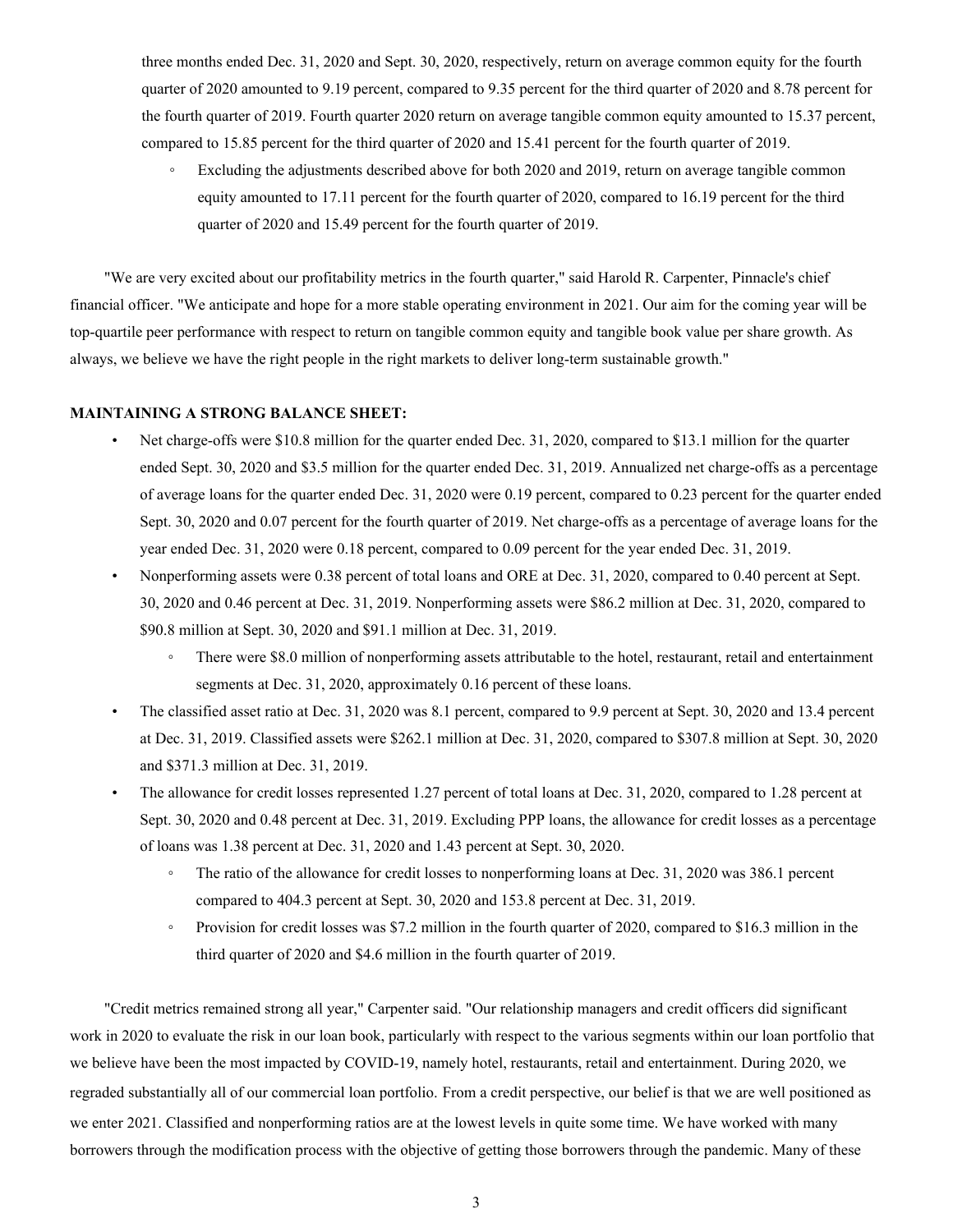three months ended Dec. 31, 2020 and Sept. 30, 2020, respectively, return on average common equity for the fourth quarter of 2020 amounted to 9.19 percent, compared to 9.35 percent for the third quarter of 2020 and 8.78 percent for the fourth quarter of 2019. Fourth quarter 2020 return on average tangible common equity amounted to 15.37 percent, compared to 15.85 percent for the third quarter of 2020 and 15.41 percent for the fourth quarter of 2019.

  - Excluding the adjustments described above for both 2020 and 2019, return on average tangible common equity amounted to 17.11 percent for the fourth quarter of 2020, compared to 16.19 percent for the third quarter of 2020 and 15.49 percent for the fourth quarter of 2019.

"We are very excited about our profitability metrics in the fourth quarter," said Harold R. Carpenter, Pinnacle's chief financial officer. "We anticipate and hope for a more stable operating environment in 2021. Our aim for the coming year will be top-quartile peer performance with respect to return on tangible common equity and tangible book value per share growth. As always, we believe we have the right people in the right markets to deliver long-term sustainable growth."

**MAINTAINING A STRONG BALANCE SHEET:**

- Net charge-offs were $10.8 million for the quarter ended Dec. 31, 2020, compared to $13.1 million for the quarter ended Sept. 30, 2020 and $3.5 million for the quarter ended Dec. 31, 2019. Annualized net charge-offs as a percentage of average loans for the quarter ended Dec. 31, 2020 were 0.19 percent, compared to 0.23 percent for the quarter ended Sept. 30, 2020 and 0.07 percent for the fourth quarter of 2019. Net charge-offs as a percentage of average loans for the year ended Dec. 31, 2020 were 0.18 percent, compared to 0.09 percent for the year ended Dec. 31, 2019.
- Nonperforming assets were 0.38 percent of total loans and ORE at Dec. 31, 2020, compared to 0.40 percent at Sept. 30, 2020 and 0.46 percent at Dec. 31, 2019. Nonperforming assets were $86.2 million at Dec. 31, 2020, compared to $90.8 million at Sept. 30, 2020 and $91.1 million at Dec. 31, 2019.
  - There were $8.0 million of nonperforming assets attributable to the hotel, restaurant, retail and entertainment segments at Dec. 31, 2020, approximately 0.16 percent of these loans.
- The classified asset ratio at Dec. 31, 2020 was 8.1 percent, compared to 9.9 percent at Sept. 30, 2020 and 13.4 percent at Dec. 31, 2019. Classified assets were $262.1 million at Dec. 31, 2020, compared to $307.8 million at Sept. 30, 2020 and $371.3 million at Dec. 31, 2019.
- The allowance for credit losses represented 1.27 percent of total loans at Dec. 31, 2020, compared to 1.28 percent at Sept. 30, 2020 and 0.48 percent at Dec. 31, 2019. Excluding PPP loans, the allowance for credit losses as a percentage of loans was 1.38 percent at Dec. 31, 2020 and 1.43 percent at Sept. 30, 2020.
  - The ratio of the allowance for credit losses to nonperforming loans at Dec. 31, 2020 was 386.1 percent compared to 404.3 percent at Sept. 30, 2020 and 153.8 percent at Dec. 31, 2019.
  - Provision for credit losses was $7.2 million in the fourth quarter of 2020, compared to $16.3 million in the third quarter of 2020 and $4.6 million in the fourth quarter of 2019.

"Credit metrics remained strong all year," Carpenter said. "Our relationship managers and credit officers did significant work in 2020 to evaluate the risk in our loan book, particularly with respect to the various segments within our loan portfolio that we believe have been the most impacted by COVID-19, namely hotel, restaurants, retail and entertainment. During 2020, we regraded substantially all of our commercial loan portfolio. From a credit perspective, our belief is that we are well positioned as we enter 2021. Classified and nonperforming ratios are at the lowest levels in quite some time. We have worked with many borrowers through the modification process with the objective of getting those borrowers through the pandemic. Many of these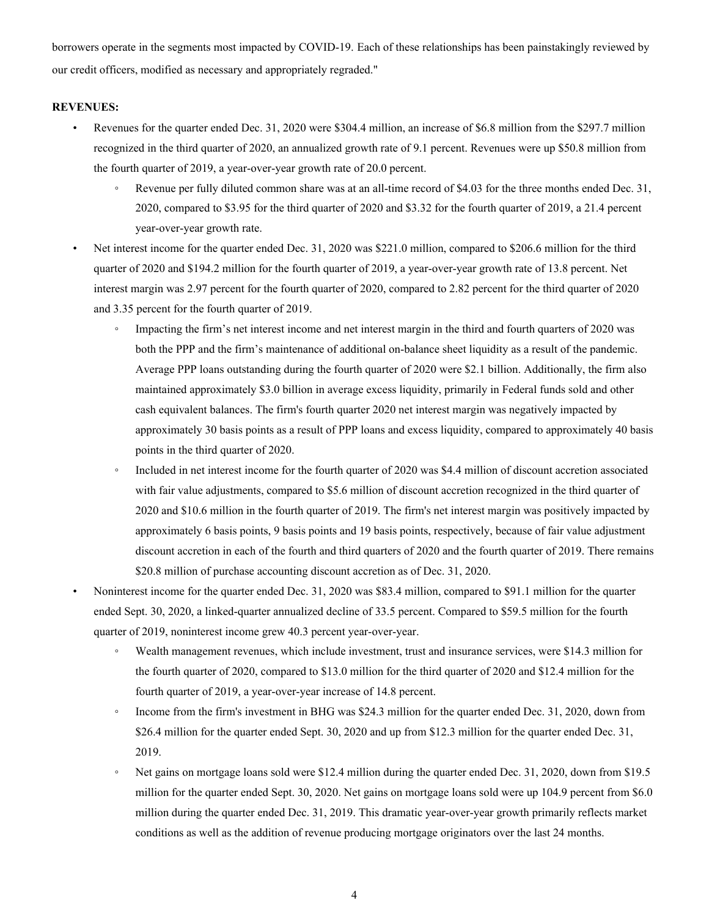borrowers operate in the segments most impacted by COVID-19. Each of these relationships has been painstakingly reviewed by our credit officers, modified as necessary and appropriately regraded."

**REVENUES:**

- Revenues for the quarter ended Dec. 31, 2020 were $304.4 million, an increase of $6.8 million from the $297.7 million recognized in the third quarter of 2020, an annualized growth rate of 9.1 percent. Revenues were up $50.8 million from the fourth quarter of 2019, a year-over-year growth rate of 20.0 percent.
  - Revenue per fully diluted common share was at an all-time record of $4.03 for the three months ended Dec. 31, 2020, compared to $3.95 for the third quarter of 2020 and $3.32 for the fourth quarter of 2019, a 21.4 percent year-over-year growth rate.
- Net interest income for the quarter ended Dec. 31, 2020 was $221.0 million, compared to $206.6 million for the third quarter of 2020 and $194.2 million for the fourth quarter of 2019, a year-over-year growth rate of 13.8 percent. Net interest margin was 2.97 percent for the fourth quarter of 2020, compared to 2.82 percent for the third quarter of 2020 and 3.35 percent for the fourth quarter of 2019.
  - Impacting the firm's net interest income and net interest margin in the third and fourth quarters of 2020 was both the PPP and the firm's maintenance of additional on-balance sheet liquidity as a result of the pandemic. Average PPP loans outstanding during the fourth quarter of 2020 were $2.1 billion. Additionally, the firm also maintained approximately $3.0 billion in average excess liquidity, primarily in Federal funds sold and other cash equivalent balances. The firm's fourth quarter 2020 net interest margin was negatively impacted by approximately 30 basis points as a result of PPP loans and excess liquidity, compared to approximately 40 basis points in the third quarter of 2020.
  - Included in net interest income for the fourth quarter of 2020 was $4.4 million of discount accretion associated with fair value adjustments, compared to $5.6 million of discount accretion recognized in the third quarter of 2020 and $10.6 million in the fourth quarter of 2019. The firm's net interest margin was positively impacted by approximately 6 basis points, 9 basis points and 19 basis points, respectively, because of fair value adjustment discount accretion in each of the fourth and third quarters of 2020 and the fourth quarter of 2019. There remains $20.8 million of purchase accounting discount accretion as of Dec. 31, 2020.
- Noninterest income for the quarter ended Dec. 31, 2020 was $83.4 million, compared to $91.1 million for the quarter ended Sept. 30, 2020, a linked-quarter annualized decline of 33.5 percent. Compared to $59.5 million for the fourth quarter of 2019, noninterest income grew 40.3 percent year-over-year.
  - Wealth management revenues, which include investment, trust and insurance services, were $14.3 million for the fourth quarter of 2020, compared to $13.0 million for the third quarter of 2020 and $12.4 million for the fourth quarter of 2019, a year-over-year increase of 14.8 percent.
  - Income from the firm's investment in BHG was $24.3 million for the quarter ended Dec. 31, 2020, down from $26.4 million for the quarter ended Sept. 30, 2020 and up from $12.3 million for the quarter ended Dec. 31, 2019.
  - Net gains on mortgage loans sold were $12.4 million during the quarter ended Dec. 31, 2020, down from $19.5 million for the quarter ended Sept. 30, 2020. Net gains on mortgage loans sold were up 104.9 percent from $6.0 million during the quarter ended Dec. 31, 2019. This dramatic year-over-year growth primarily reflects market conditions as well as the addition of revenue producing mortgage originators over the last 24 months.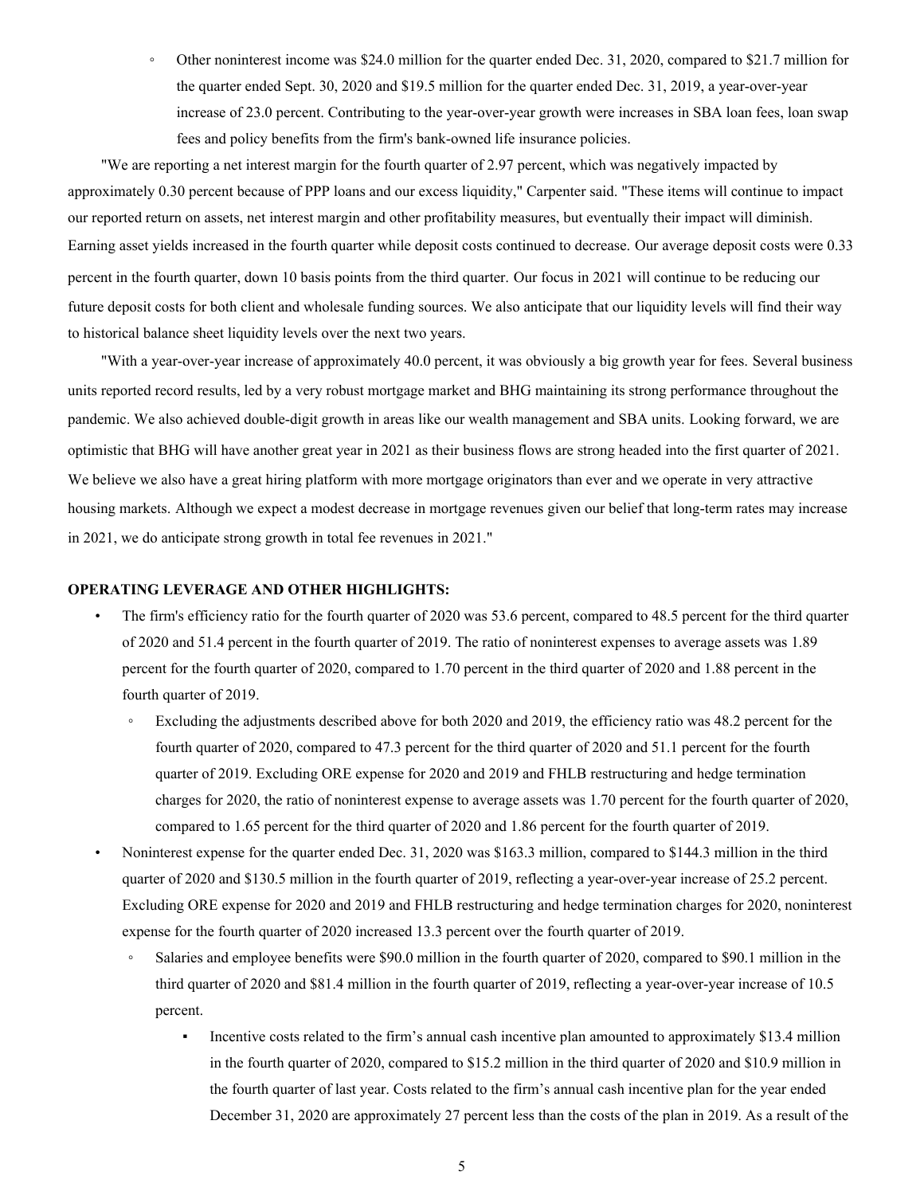- Other noninterest income was $24.0 million for the quarter ended Dec. 31, 2020, compared to $21.7 million for the quarter ended Sept. 30, 2020 and $19.5 million for the quarter ended Dec. 31, 2019, a year-over-year increase of 23.0 percent. Contributing to the year-over-year growth were increases in SBA loan fees, loan swap fees and policy benefits from the firm's bank-owned life insurance policies.

"We are reporting a net interest margin for the fourth quarter of 2.97 percent, which was negatively impacted by approximately 0.30 percent because of PPP loans and our excess liquidity," Carpenter said. "These items will continue to impact our reported return on assets, net interest margin and other profitability measures, but eventually their impact will diminish. Earning asset yields increased in the fourth quarter while deposit costs continued to decrease. Our average deposit costs were 0.33 percent in the fourth quarter, down 10 basis points from the third quarter. Our focus in 2021 will continue to be reducing our future deposit costs for both client and wholesale funding sources. We also anticipate that our liquidity levels will find their way to historical balance sheet liquidity levels over the next two years.

"With a year-over-year increase of approximately 40.0 percent, it was obviously a big growth year for fees. Several business units reported record results, led by a very robust mortgage market and BHG maintaining its strong performance throughout the pandemic. We also achieved double-digit growth in areas like our wealth management and SBA units. Looking forward, we are optimistic that BHG will have another great year in 2021 as their business flows are strong headed into the first quarter of 2021. We believe we also have a great hiring platform with more mortgage originators than ever and we operate in very attractive housing markets. Although we expect a modest decrease in mortgage revenues given our belief that long-term rates may increase in 2021, we do anticipate strong growth in total fee revenues in 2021."

**OPERATING LEVERAGE AND OTHER HIGHLIGHTS:**

- The firm's efficiency ratio for the fourth quarter of 2020 was 53.6 percent, compared to 48.5 percent for the third quarter of 2020 and 51.4 percent in the fourth quarter of 2019. The ratio of noninterest expenses to average assets was 1.89 percent for the fourth quarter of 2020, compared to 1.70 percent in the third quarter of 2020 and 1.88 percent in the fourth quarter of 2019.
  - Excluding the adjustments described above for both 2020 and 2019, the efficiency ratio was 48.2 percent for the fourth quarter of 2020, compared to 47.3 percent for the third quarter of 2020 and 51.1 percent for the fourth quarter of 2019. Excluding ORE expense for 2020 and 2019 and FHLB restructuring and hedge termination charges for 2020, the ratio of noninterest expense to average assets was 1.70 percent for the fourth quarter of 2020, compared to 1.65 percent for the third quarter of 2020 and 1.86 percent for the fourth quarter of 2019.
- Noninterest expense for the quarter ended Dec. 31, 2020 was $163.3 million, compared to $144.3 million in the third quarter of 2020 and $130.5 million in the fourth quarter of 2019, reflecting a year-over-year increase of 25.2 percent. Excluding ORE expense for 2020 and 2019 and FHLB restructuring and hedge termination charges for 2020, noninterest expense for the fourth quarter of 2020 increased 13.3 percent over the fourth quarter of 2019.
  - Salaries and employee benefits were $90.0 million in the fourth quarter of 2020, compared to $90.1 million in the third quarter of 2020 and $81.4 million in the fourth quarter of 2019, reflecting a year-over-year increase of 10.5 percent.
    - Incentive costs related to the firm's annual cash incentive plan amounted to approximately $13.4 million in the fourth quarter of 2020, compared to $15.2 million in the third quarter of 2020 and $10.9 million in the fourth quarter of last year. Costs related to the firm's annual cash incentive plan for the year ended December 31, 2020 are approximately 27 percent less than the costs of the plan in 2019. As a result of the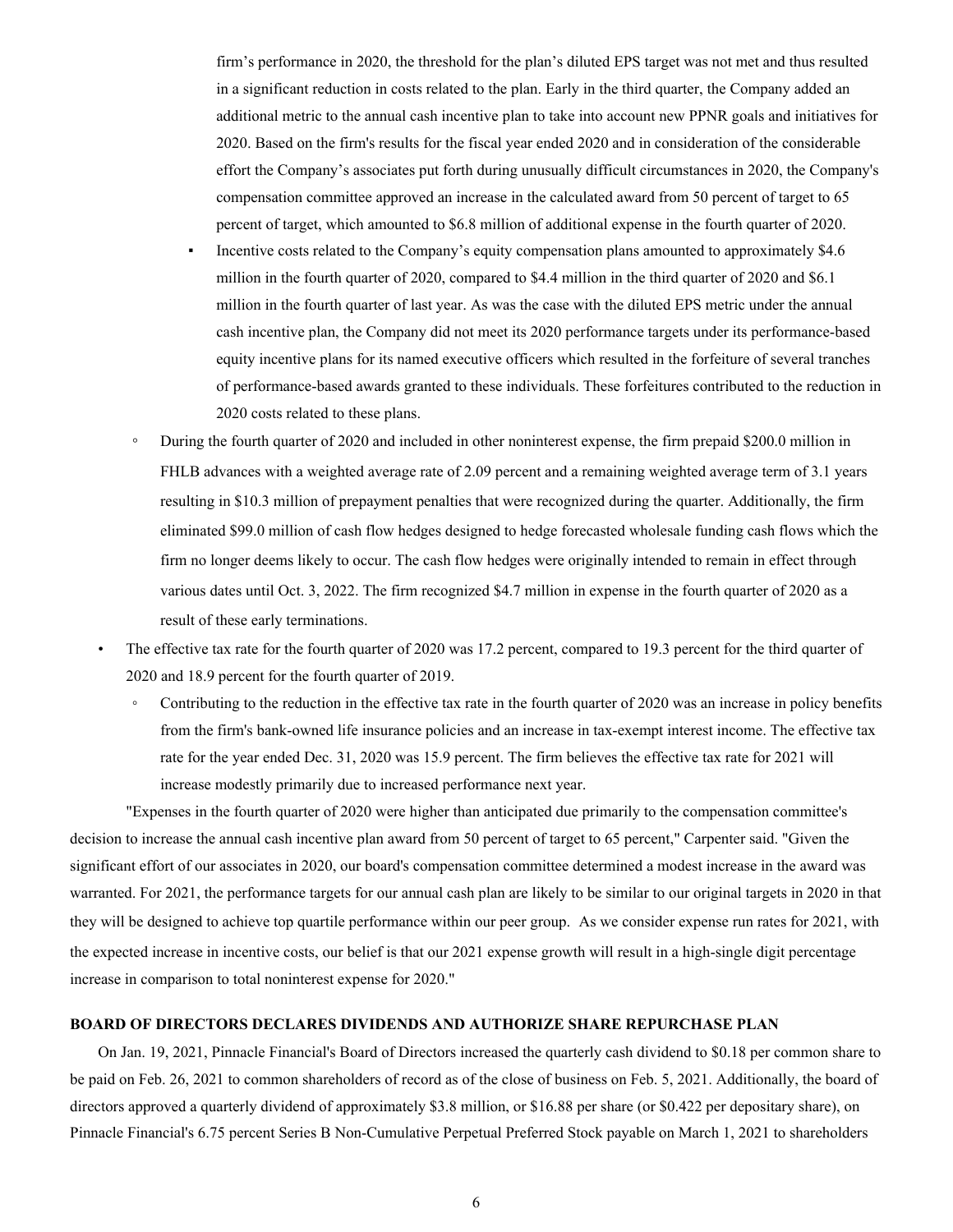firm's performance in 2020, the threshold for the plan's diluted EPS target was not met and thus resulted in a significant reduction in costs related to the plan. Early in the third quarter, the Company added an additional metric to the annual cash incentive plan to take into account new PPNR goals and initiatives for 2020. Based on the firm's results for the fiscal year ended 2020 and in consideration of the considerable effort the Company's associates put forth during unusually difficult circumstances in 2020, the Company's compensation committee approved an increase in the calculated award from 50 percent of target to 65 percent of target, which amounted to $6.8 million of additional expense in the fourth quarter of 2020.

    - Incentive costs related to the Company's equity compensation plans amounted to approximately $4.6 million in the fourth quarter of 2020, compared to $4.4 million in the third quarter of 2020 and $6.1 million in the fourth quarter of last year. As was the case with the diluted EPS metric under the annual cash incentive plan, the Company did not meet its 2020 performance targets under its performance-based equity incentive plans for its named executive officers which resulted in the forfeiture of several tranches of performance-based awards granted to these individuals. These forfeitures contributed to the reduction in 2020 costs related to these plans.

  - During the fourth quarter of 2020 and included in other noninterest expense, the firm prepaid $200.0 million in FHLB advances with a weighted average rate of 2.09 percent and a remaining weighted average term of 3.1 years resulting in $10.3 million of prepayment penalties that were recognized during the quarter. Additionally, the firm eliminated $99.0 million of cash flow hedges designed to hedge forecasted wholesale funding cash flows which the firm no longer deems likely to occur. The cash flow hedges were originally intended to remain in effect through various dates until Oct. 3, 2022. The firm recognized $4.7 million in expense in the fourth quarter of 2020 as a result of these early terminations.

- The effective tax rate for the fourth quarter of 2020 was 17.2 percent, compared to 19.3 percent for the third quarter of 2020 and 18.9 percent for the fourth quarter of 2019.
  - Contributing to the reduction in the effective tax rate in the fourth quarter of 2020 was an increase in policy benefits from the firm's bank-owned life insurance policies and an increase in tax-exempt interest income. The effective tax rate for the year ended Dec. 31, 2020 was 15.9 percent. The firm believes the effective tax rate for 2021 will increase modestly primarily due to increased performance next year.

"Expenses in the fourth quarter of 2020 were higher than anticipated due primarily to the compensation committee's decision to increase the annual cash incentive plan award from 50 percent of target to 65 percent," Carpenter said. "Given the significant effort of our associates in 2020, our board's compensation committee determined a modest increase in the award was warranted. For 2021, the performance targets for our annual cash plan are likely to be similar to our original targets in 2020 in that they will be designed to achieve top quartile performance within our peer group. As we consider expense run rates for 2021, with the expected increase in incentive costs, our belief is that our 2021 expense growth will result in a high-single digit percentage increase in comparison to total noninterest expense for 2020."

**BOARD OF DIRECTORS DECLARES DIVIDENDS AND AUTHORIZE SHARE REPURCHASE PLAN**

On Jan. 19, 2021, Pinnacle Financial's Board of Directors increased the quarterly cash dividend to $0.18 per common share to be paid on Feb. 26, 2021 to common shareholders of record as of the close of business on Feb. 5, 2021. Additionally, the board of directors approved a quarterly dividend of approximately $3.8 million, or $16.88 per share (or $0.422 per depositary share), on Pinnacle Financial's 6.75 percent Series B Non-Cumulative Perpetual Preferred Stock payable on March 1, 2021 to shareholders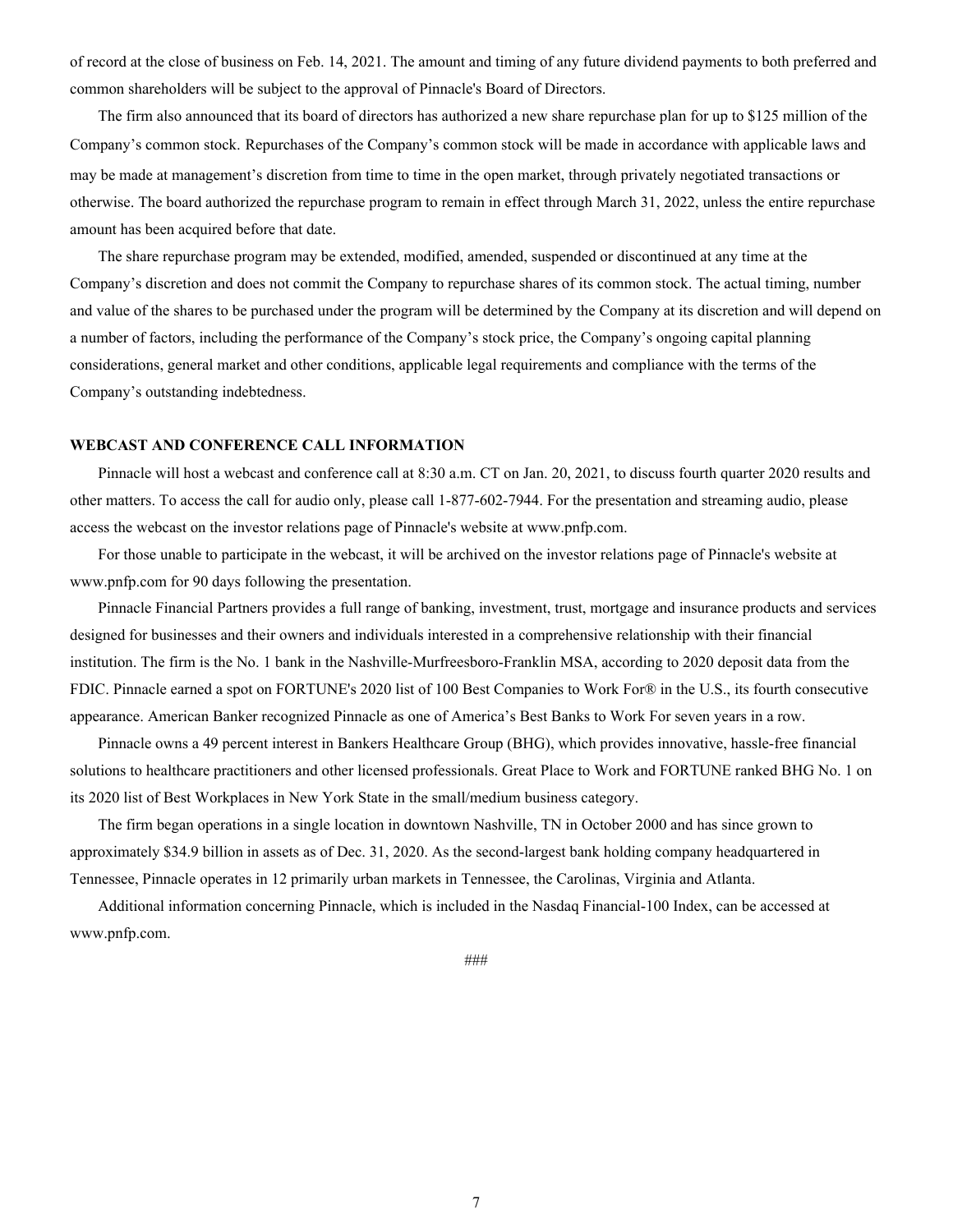of record at the close of business on Feb. 14, 2021. The amount and timing of any future dividend payments to both preferred and common shareholders will be subject to the approval of Pinnacle's Board of Directors.

The firm also announced that its board of directors has authorized a new share repurchase plan for up to $125 million of the Company's common stock. Repurchases of the Company's common stock will be made in accordance with applicable laws and may be made at management's discretion from time to time in the open market, through privately negotiated transactions or otherwise. The board authorized the repurchase program to remain in effect through March 31, 2022, unless the entire repurchase amount has been acquired before that date.

The share repurchase program may be extended, modified, amended, suspended or discontinued at any time at the Company's discretion and does not commit the Company to repurchase shares of its common stock. The actual timing, number and value of the shares to be purchased under the program will be determined by the Company at its discretion and will depend on a number of factors, including the performance of the Company's stock price, the Company's ongoing capital planning considerations, general market and other conditions, applicable legal requirements and compliance with the terms of the Company's outstanding indebtedness.

**WEBCAST AND CONFERENCE CALL INFORMATION**

Pinnacle will host a webcast and conference call at 8:30 a.m. CT on Jan. 20, 2021, to discuss fourth quarter 2020 results and other matters. To access the call for audio only, please call 1-877-602-7944. For the presentation and streaming audio, please access the webcast on the investor relations page of Pinnacle's website at www.pnfp.com.

For those unable to participate in the webcast, it will be archived on the investor relations page of Pinnacle's website at www.pnfp.com for 90 days following the presentation.

Pinnacle Financial Partners provides a full range of banking, investment, trust, mortgage and insurance products and services designed for businesses and their owners and individuals interested in a comprehensive relationship with their financial institution. The firm is the No. 1 bank in the Nashville-Murfreesboro-Franklin MSA, according to 2020 deposit data from the FDIC. Pinnacle earned a spot on FORTUNE's 2020 list of 100 Best Companies to Work For® in the U.S., its fourth consecutive appearance. American Banker recognized Pinnacle as one of America's Best Banks to Work For seven years in a row.

Pinnacle owns a 49 percent interest in Bankers Healthcare Group (BHG), which provides innovative, hassle-free financial solutions to healthcare practitioners and other licensed professionals. Great Place to Work and FORTUNE ranked BHG No. 1 on its 2020 list of Best Workplaces in New York State in the small/medium business category.

The firm began operations in a single location in downtown Nashville, TN in October 2000 and has since grown to approximately $34.9 billion in assets as of Dec. 31, 2020. As the second-largest bank holding company headquartered in Tennessee, Pinnacle operates in 12 primarily urban markets in Tennessee, the Carolinas, Virginia and Atlanta.

Additional information concerning Pinnacle, which is included in the Nasdaq Financial-100 Index, can be accessed at www.pnfp.com.

###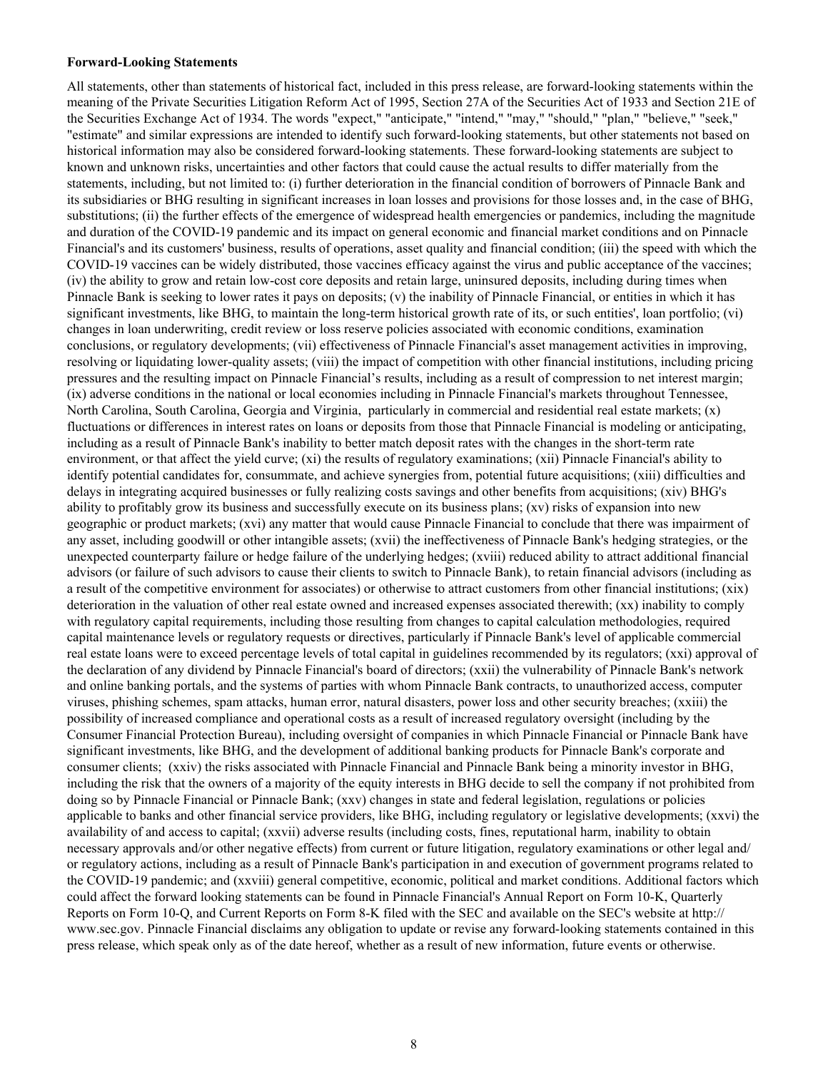**Forward-Looking Statements**

All statements, other than statements of historical fact, included in this press release, are forward-looking statements within the meaning of the Private Securities Litigation Reform Act of 1995, Section 27A of the Securities Act of 1933 and Section 21E of the Securities Exchange Act of 1934. The words "expect," "anticipate," "intend," "may," "should," "plan," "believe," "seek," "estimate" and similar expressions are intended to identify such forward-looking statements, but other statements not based on historical information may also be considered forward-looking statements. These forward-looking statements are subject to known and unknown risks, uncertainties and other factors that could cause the actual results to differ materially from the statements, including, but not limited to: (i) further deterioration in the financial condition of borrowers of Pinnacle Bank and its subsidiaries or BHG resulting in significant increases in loan losses and provisions for those losses and, in the case of BHG, substitutions; (ii) the further effects of the emergence of widespread health emergencies or pandemics, including the magnitude and duration of the COVID-19 pandemic and its impact on general economic and financial market conditions and on Pinnacle Financial's and its customers' business, results of operations, asset quality and financial condition; (iii) the speed with which the COVID-19 vaccines can be widely distributed, those vaccines efficacy against the virus and public acceptance of the vaccines; (iv) the ability to grow and retain low-cost core deposits and retain large, uninsured deposits, including during times when Pinnacle Bank is seeking to lower rates it pays on deposits; (v) the inability of Pinnacle Financial, or entities in which it has significant investments, like BHG, to maintain the long-term historical growth rate of its, or such entities', loan portfolio; (vi) changes in loan underwriting, credit review or loss reserve policies associated with economic conditions, examination conclusions, or regulatory developments; (vii) effectiveness of Pinnacle Financial's asset management activities in improving, resolving or liquidating lower-quality assets; (viii) the impact of competition with other financial institutions, including pricing pressures and the resulting impact on Pinnacle Financial's results, including as a result of compression to net interest margin; (ix) adverse conditions in the national or local economies including in Pinnacle Financial's markets throughout Tennessee, North Carolina, South Carolina, Georgia and Virginia, particularly in commercial and residential real estate markets; (x) fluctuations or differences in interest rates on loans or deposits from those that Pinnacle Financial is modeling or anticipating, including as a result of Pinnacle Bank's inability to better match deposit rates with the changes in the short-term rate environment, or that affect the yield curve; (xi) the results of regulatory examinations; (xii) Pinnacle Financial's ability to identify potential candidates for, consummate, and achieve synergies from, potential future acquisitions; (xiii) difficulties and delays in integrating acquired businesses or fully realizing costs savings and other benefits from acquisitions; (xiv) BHG's ability to profitably grow its business and successfully execute on its business plans; (xv) risks of expansion into new geographic or product markets; (xvi) any matter that would cause Pinnacle Financial to conclude that there was impairment of any asset, including goodwill or other intangible assets; (xvii) the ineffectiveness of Pinnacle Bank's hedging strategies, or the unexpected counterparty failure or hedge failure of the underlying hedges; (xviii) reduced ability to attract additional financial advisors (or failure of such advisors to cause their clients to switch to Pinnacle Bank), to retain financial advisors (including as a result of the competitive environment for associates) or otherwise to attract customers from other financial institutions; (xix) deterioration in the valuation of other real estate owned and increased expenses associated therewith; (xx) inability to comply with regulatory capital requirements, including those resulting from changes to capital calculation methodologies, required capital maintenance levels or regulatory requests or directives, particularly if Pinnacle Bank's level of applicable commercial real estate loans were to exceed percentage levels of total capital in guidelines recommended by its regulators; (xxi) approval of the declaration of any dividend by Pinnacle Financial's board of directors; (xxii) the vulnerability of Pinnacle Bank's network and online banking portals, and the systems of parties with whom Pinnacle Bank contracts, to unauthorized access, computer viruses, phishing schemes, spam attacks, human error, natural disasters, power loss and other security breaches; (xxiii) the possibility of increased compliance and operational costs as a result of increased regulatory oversight (including by the Consumer Financial Protection Bureau), including oversight of companies in which Pinnacle Financial or Pinnacle Bank have significant investments, like BHG, and the development of additional banking products for Pinnacle Bank's corporate and consumer clients; (xxiv) the risks associated with Pinnacle Financial and Pinnacle Bank being a minority investor in BHG, including the risk that the owners of a majority of the equity interests in BHG decide to sell the company if not prohibited from doing so by Pinnacle Financial or Pinnacle Bank; (xxv) changes in state and federal legislation, regulations or policies applicable to banks and other financial service providers, like BHG, including regulatory or legislative developments; (xxvi) the availability of and access to capital; (xxvii) adverse results (including costs, fines, reputational harm, inability to obtain necessary approvals and/or other negative effects) from current or future litigation, regulatory examinations or other legal and/or regulatory actions, including as a result of Pinnacle Bank's participation in and execution of government programs related to the COVID-19 pandemic; and (xxviii) general competitive, economic, political and market conditions. Additional factors which could affect the forward looking statements can be found in Pinnacle Financial's Annual Report on Form 10-K, Quarterly Reports on Form 10-Q, and Current Reports on Form 8-K filed with the SEC and available on the SEC's website at http://www.sec.gov. Pinnacle Financial disclaims any obligation to update or revise any forward-looking statements contained in this press release, which speak only as of the date hereof, whether as a result of new information, future events or otherwise.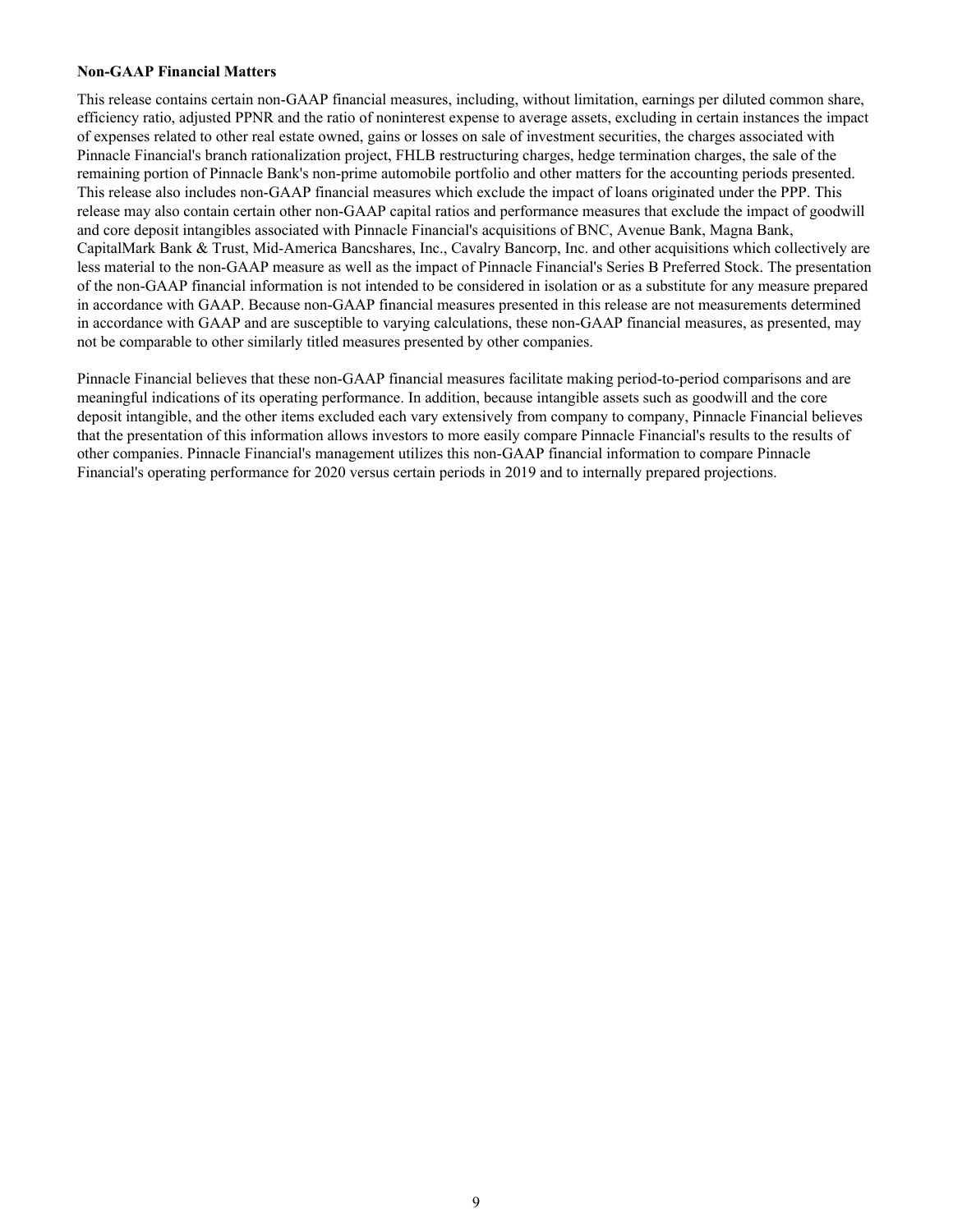**Non-GAAP Financial Matters**

This release contains certain non-GAAP financial measures, including, without limitation, earnings per diluted common share, efficiency ratio, adjusted PPNR and the ratio of noninterest expense to average assets, excluding in certain instances the impact of expenses related to other real estate owned, gains or losses on sale of investment securities, the charges associated with Pinnacle Financial's branch rationalization project, FHLB restructuring charges, hedge termination charges, the sale of the remaining portion of Pinnacle Bank's non-prime automobile portfolio and other matters for the accounting periods presented. This release also includes non-GAAP financial measures which exclude the impact of loans originated under the PPP. This release may also contain certain other non-GAAP capital ratios and performance measures that exclude the impact of goodwill and core deposit intangibles associated with Pinnacle Financial's acquisitions of BNC, Avenue Bank, Magna Bank, CapitalMark Bank & Trust, Mid-America Bancshares, Inc., Cavalry Bancorp, Inc. and other acquisitions which collectively are less material to the non-GAAP measure as well as the impact of Pinnacle Financial's Series B Preferred Stock. The presentation of the non-GAAP financial information is not intended to be considered in isolation or as a substitute for any measure prepared in accordance with GAAP. Because non-GAAP financial measures presented in this release are not measurements determined in accordance with GAAP and are susceptible to varying calculations, these non-GAAP financial measures, as presented, may not be comparable to other similarly titled measures presented by other companies.

Pinnacle Financial believes that these non-GAAP financial measures facilitate making period-to-period comparisons and are meaningful indications of its operating performance. In addition, because intangible assets such as goodwill and the core deposit intangible, and the other items excluded each vary extensively from company to company, Pinnacle Financial believes that the presentation of this information allows investors to more easily compare Pinnacle Financial's results to the results of other companies. Pinnacle Financial's management utilizes this non-GAAP financial information to compare Pinnacle Financial's operating performance for 2020 versus certain periods in 2019 and to internally prepared projections.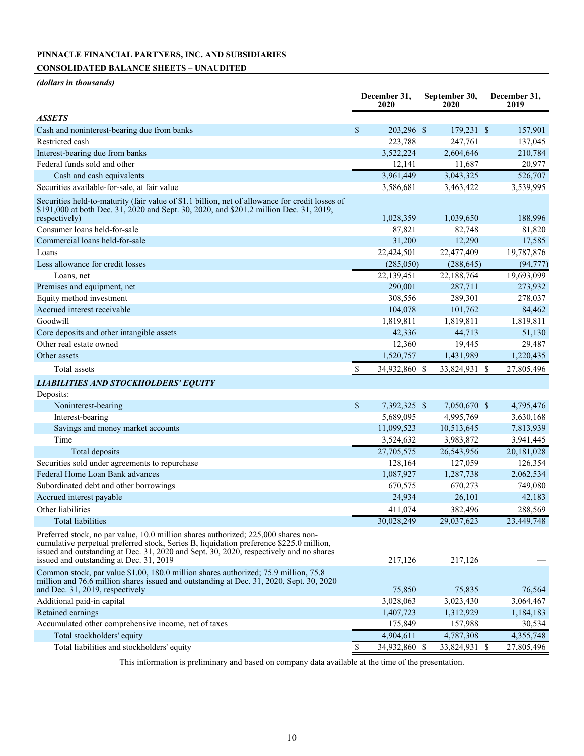**PINNACLE FINANCIAL PARTNERS, INC. AND SUBSIDIARIES**

**CONSOLIDATED BALANCE SHEETS – UNAUDITED**

*(dollars in thousands)*

| | December 31, 2020 | September 30, 2020 | December 31, 2019 |
|---|---|---|---|
| ***ASSETS*** | | | |
| Cash and noninterest-bearing due from banks | $ 203,296 | $ 179,231 | $ 157,901 |
| Restricted cash | 223,788 | 247,761 | 137,045 |
| Interest-bearing due from banks | 3,522,224 | 2,604,646 | 210,784 |
| Federal funds sold and other | 12,141 | 11,687 | 20,977 |
| Cash and cash equivalents | 3,961,449 | 3,043,325 | 526,707 |
| Securities available-for-sale, at fair value | 3,586,681 | 3,463,422 | 3,539,995 |
| Securities held-to-maturity (fair value of $1.1 billion, net of allowance for credit losses of $191,000 at both Dec. 31, 2020 and Sept. 30, 2020, and $201.2 million Dec. 31, 2019, respectively) | 1,028,359 | 1,039,650 | 188,996 |
| Consumer loans held-for-sale | 87,821 | 82,748 | 81,820 |
| Commercial loans held-for-sale | 31,200 | 12,290 | 17,585 |
| Loans | 22,424,501 | 22,477,409 | 19,787,876 |
| Less allowance for credit losses | (285,050) | (288,645) | (94,777) |
| Loans, net | 22,139,451 | 22,188,764 | 19,693,099 |
| Premises and equipment, net | 290,001 | 287,711 | 273,932 |
| Equity method investment | 308,556 | 289,301 | 278,037 |
| Accrued interest receivable | 104,078 | 101,762 | 84,462 |
| Goodwill | 1,819,811 | 1,819,811 | 1,819,811 |
| Core deposits and other intangible assets | 42,336 | 44,713 | 51,130 |
| Other real estate owned | 12,360 | 19,445 | 29,487 |
| Other assets | 1,520,757 | 1,431,989 | 1,220,435 |
| Total assets | $ 34,932,860 | $ 33,824,931 | $ 27,805,496 |
| ***LIABILITIES AND STOCKHOLDERS' EQUITY*** | | | |
| Deposits: | | | |
| Noninterest-bearing | $ 7,392,325 | $ 7,050,670 | $ 4,795,476 |
| Interest-bearing | 5,689,095 | 4,995,769 | 3,630,168 |
| Savings and money market accounts | 11,099,523 | 10,513,645 | 7,813,939 |
| Time | 3,524,632 | 3,983,872 | 3,941,445 |
| Total deposits | 27,705,575 | 26,543,956 | 20,181,028 |
| Securities sold under agreements to repurchase | 128,164 | 127,059 | 126,354 |
| Federal Home Loan Bank advances | 1,087,927 | 1,287,738 | 2,062,534 |
| Subordinated debt and other borrowings | 670,575 | 670,273 | 749,080 |
| Accrued interest payable | 24,934 | 26,101 | 42,183 |
| Other liabilities | 411,074 | 382,496 | 288,569 |
| Total liabilities | 30,028,249 | 29,037,623 | 23,449,748 |
| Preferred stock, no par value, 10.0 million shares authorized; 225,000 shares non-cumulative perpetual preferred stock, Series B, liquidation preference $225.0 million, issued and outstanding at Dec. 31, 2020 and Sept. 30, 2020, respectively and no shares issued and outstanding at Dec. 31, 2019 | 217,126 | 217,126 | — |
| Common stock, par value $1.00, 180.0 million shares authorized; 75.9 million, 75.8 million and 76.6 million shares issued and outstanding at Dec. 31, 2020, Sept. 30, 2020 and Dec. 31, 2019, respectively | 75,850 | 75,835 | 76,564 |
| Additional paid-in capital | 3,028,063 | 3,023,430 | 3,064,467 |
| Retained earnings | 1,407,723 | 1,312,929 | 1,184,183 |
| Accumulated other comprehensive income, net of taxes | 175,849 | 157,988 | 30,534 |
| Total stockholders' equity | 4,904,611 | 4,787,308 | 4,355,748 |
| Total liabilities and stockholders' equity | $ 34,932,860 | $ 33,824,931 | $ 27,805,496 |

This information is preliminary and based on company data available at the time of the presentation.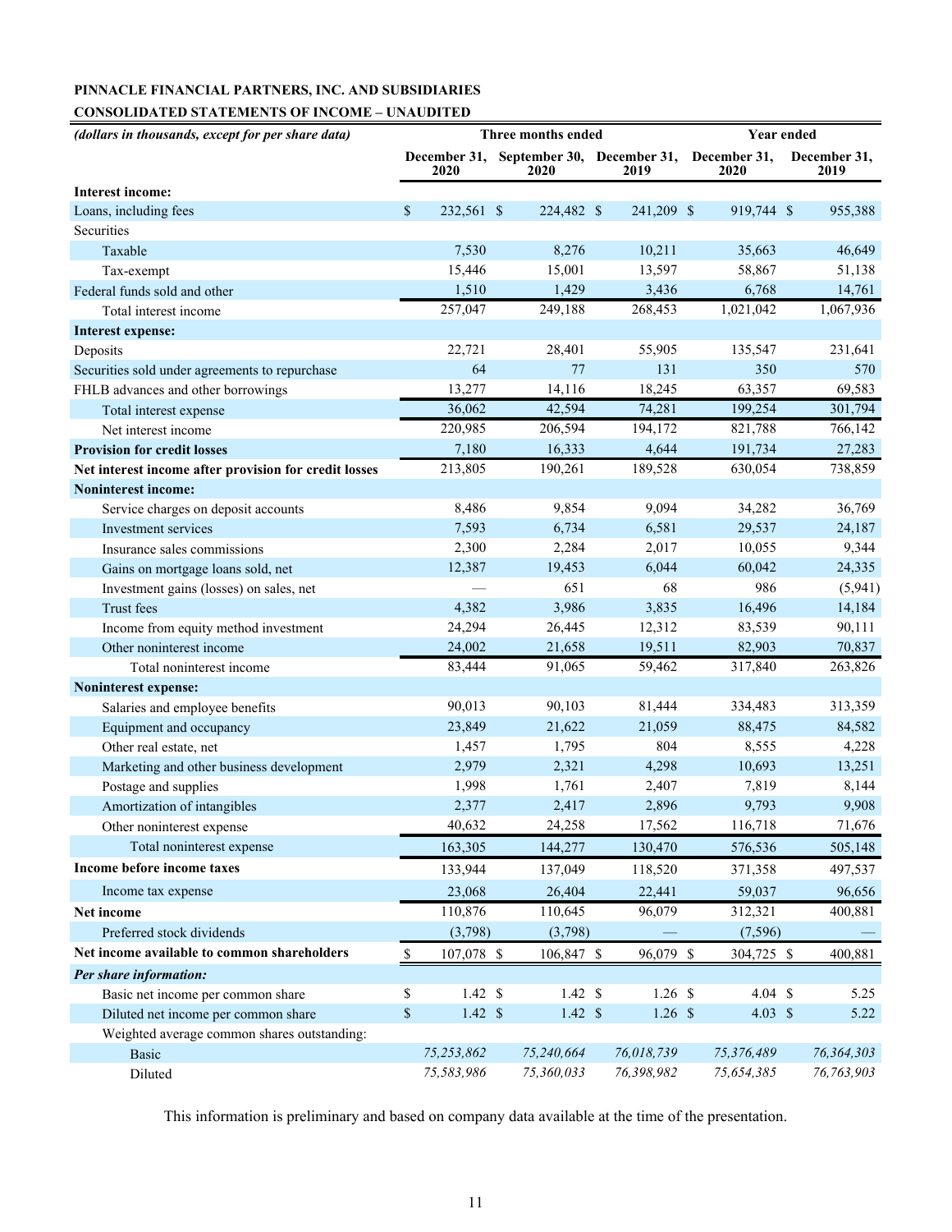**PINNACLE FINANCIAL PARTNERS, INC. AND SUBSIDIARIES**

**CONSOLIDATED STATEMENTS OF INCOME – UNAUDITED**

| *(dollars in thousands, except for per share data)* | Three months ended | | | Year ended | |
|---|---|---|---|---|---|
| | December 31, 2020 | September 30, 2020 | December 31, 2019 | December 31, 2020 | December 31, 2019 |
| **Interest income:** | | | | | |
| Loans, including fees | $ 232,561 | $ 224,482 | $ 241,209 | $ 919,744 | $ 955,388 |
| Securities | | | | | |
| Taxable | 7,530 | 8,276 | 10,211 | 35,663 | 46,649 |
| Tax-exempt | 15,446 | 15,001 | 13,597 | 58,867 | 51,138 |
| Federal funds sold and other | 1,510 | 1,429 | 3,436 | 6,768 | 14,761 |
| Total interest income | 257,047 | 249,188 | 268,453 | 1,021,042 | 1,067,936 |
| **Interest expense:** | | | | | |
| Deposits | 22,721 | 28,401 | 55,905 | 135,547 | 231,641 |
| Securities sold under agreements to repurchase | 64 | 77 | 131 | 350 | 570 |
| FHLB advances and other borrowings | 13,277 | 14,116 | 18,245 | 63,357 | 69,583 |
| Total interest expense | 36,062 | 42,594 | 74,281 | 199,254 | 301,794 |
| Net interest income | 220,985 | 206,594 | 194,172 | 821,788 | 766,142 |
| **Provision for credit losses** | 7,180 | 16,333 | 4,644 | 191,734 | 27,283 |
| **Net interest income after provision for credit losses** | 213,805 | 190,261 | 189,528 | 630,054 | 738,859 |
| **Noninterest income:** | | | | | |
| Service charges on deposit accounts | 8,486 | 9,854 | 9,094 | 34,282 | 36,769 |
| Investment services | 7,593 | 6,734 | 6,581 | 29,537 | 24,187 |
| Insurance sales commissions | 2,300 | 2,284 | 2,017 | 10,055 | 9,344 |
| Gains on mortgage loans sold, net | 12,387 | 19,453 | 6,044 | 60,042 | 24,335 |
| Investment gains (losses) on sales, net | — | 651 | 68 | 986 | (5,941) |
| Trust fees | 4,382 | 3,986 | 3,835 | 16,496 | 14,184 |
| Income from equity method investment | 24,294 | 26,445 | 12,312 | 83,539 | 90,111 |
| Other noninterest income | 24,002 | 21,658 | 19,511 | 82,903 | 70,837 |
| Total noninterest income | 83,444 | 91,065 | 59,462 | 317,840 | 263,826 |
| **Noninterest expense:** | | | | | |
| Salaries and employee benefits | 90,013 | 90,103 | 81,444 | 334,483 | 313,359 |
| Equipment and occupancy | 23,849 | 21,622 | 21,059 | 88,475 | 84,582 |
| Other real estate, net | 1,457 | 1,795 | 804 | 8,555 | 4,228 |
| Marketing and other business development | 2,979 | 2,321 | 4,298 | 10,693 | 13,251 |
| Postage and supplies | 1,998 | 1,761 | 2,407 | 7,819 | 8,144 |
| Amortization of intangibles | 2,377 | 2,417 | 2,896 | 9,793 | 9,908 |
| Other noninterest expense | 40,632 | 24,258 | 17,562 | 116,718 | 71,676 |
| Total noninterest expense | 163,305 | 144,277 | 130,470 | 576,536 | 505,148 |
| **Income before income taxes** | 133,944 | 137,049 | 118,520 | 371,358 | 497,537 |
| Income tax expense | 23,068 | 26,404 | 22,441 | 59,037 | 96,656 |
| **Net income** | 110,876 | 110,645 | 96,079 | 312,321 | 400,881 |
| Preferred stock dividends | (3,798) | (3,798) | — | (7,596) | — |
| **Net income available to common shareholders** | $ 107,078 | $ 106,847 | $ 96,079 | $ 304,725 | $ 400,881 |
| ***Per share information:*** | | | | | |
| Basic net income per common share | $ 1.42 | $ 1.42 | $ 1.26 | $ 4.04 | $ 5.25 |
| Diluted net income per common share | $ 1.42 | $ 1.42 | $ 1.26 | $ 4.03 | $ 5.22 |
| Weighted average common shares outstanding: | | | | | |
| Basic | *75,253,862* | *75,240,664* | *76,018,739* | *75,376,489* | *76,364,303* |
| Diluted | *75,583,986* | *75,360,033* | *76,398,982* | *75,654,385* | *76,763,903* |

This information is preliminary and based on company data available at the time of the presentation.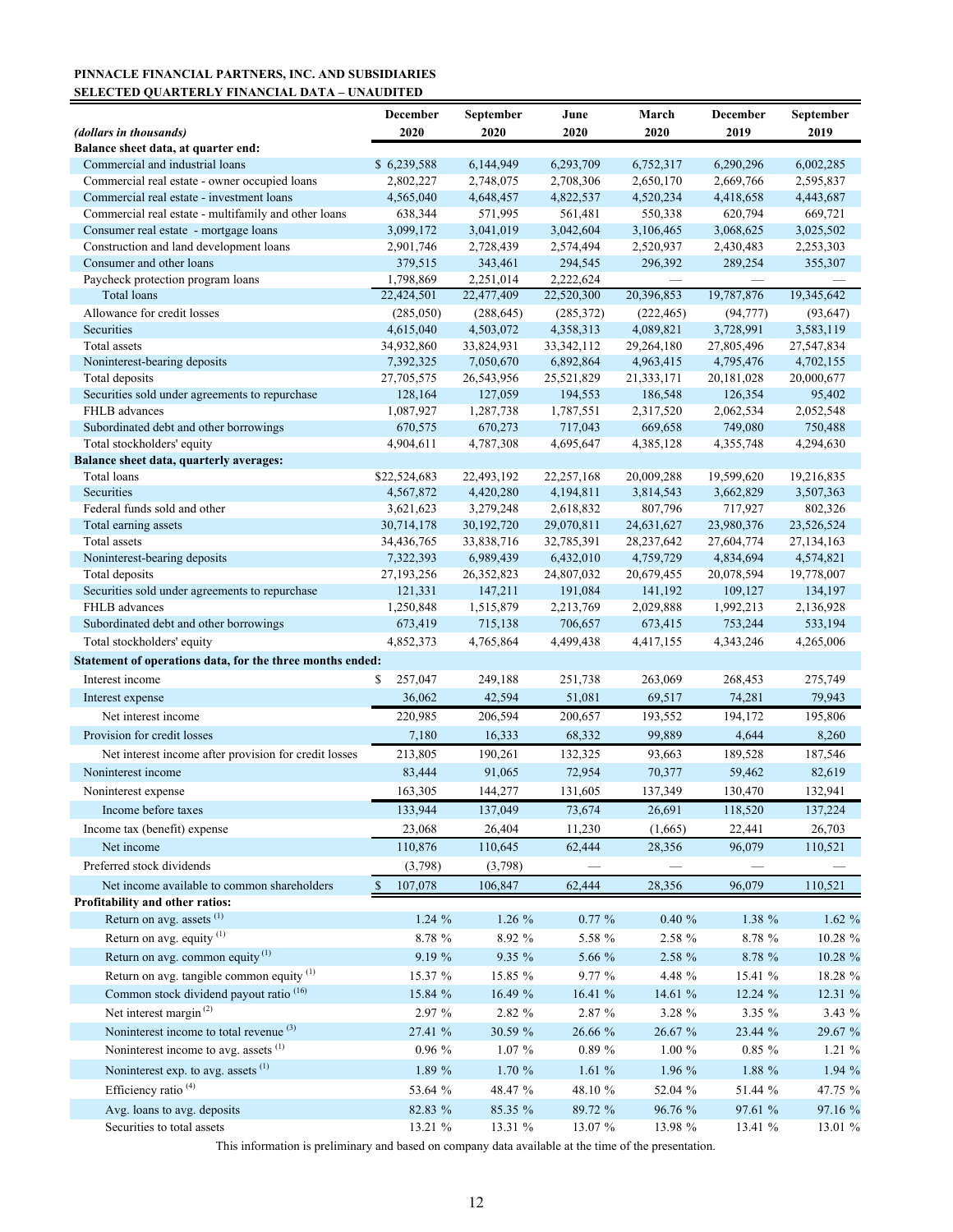**PINNACLE FINANCIAL PARTNERS, INC. AND SUBSIDIARIES**
**SELECTED QUARTERLY FINANCIAL DATA – UNAUDITED**

| *(dollars in thousands)* | December 2020 | September 2020 | June 2020 | March 2020 | December 2019 | September 2019 |
|---|---|---|---|---|---|---|
| **Balance sheet data, at quarter end:** | | | | | | |
| Commercial and industrial loans | $ 6,239,588 | 6,144,949 | 6,293,709 | 6,752,317 | 6,290,296 | 6,002,285 |
| Commercial real estate - owner occupied loans | 2,802,227 | 2,748,075 | 2,708,306 | 2,650,170 | 2,669,766 | 2,595,837 |
| Commercial real estate - investment loans | 4,565,040 | 4,648,457 | 4,822,537 | 4,520,234 | 4,418,658 | 4,443,687 |
| Commercial real estate - multifamily and other loans | 638,344 | 571,995 | 561,481 | 550,338 | 620,794 | 669,721 |
| Consumer real estate - mortgage loans | 3,099,172 | 3,041,019 | 3,042,604 | 3,106,465 | 3,068,625 | 3,025,502 |
| Construction and land development loans | 2,901,746 | 2,728,439 | 2,574,494 | 2,520,937 | 2,430,483 | 2,253,303 |
| Consumer and other loans | 379,515 | 343,461 | 294,545 | 296,392 | 289,254 | 355,307 |
| Paycheck protection program loans | 1,798,869 | 2,251,014 | 2,222,624 | — | — | — |
| Total loans | 22,424,501 | 22,477,409 | 22,520,300 | 20,396,853 | 19,787,876 | 19,345,642 |
| Allowance for credit losses | (285,050) | (288,645) | (285,372) | (222,465) | (94,777) | (93,647) |
| Securities | 4,615,040 | 4,503,072 | 4,358,313 | 4,089,821 | 3,728,991 | 3,583,119 |
| Total assets | 34,932,860 | 33,824,931 | 33,342,112 | 29,264,180 | 27,805,496 | 27,547,834 |
| Noninterest-bearing deposits | 7,392,325 | 7,050,670 | 6,892,864 | 4,963,415 | 4,795,476 | 4,702,155 |
| Total deposits | 27,705,575 | 26,543,956 | 25,521,829 | 21,333,171 | 20,181,028 | 20,000,677 |
| Securities sold under agreements to repurchase | 128,164 | 127,059 | 194,553 | 186,548 | 126,354 | 95,402 |
| FHLB advances | 1,087,927 | 1,287,738 | 1,787,551 | 2,317,520 | 2,062,534 | 2,052,548 |
| Subordinated debt and other borrowings | 670,575 | 670,273 | 717,043 | 669,658 | 749,080 | 750,488 |
| Total stockholders' equity | 4,904,611 | 4,787,308 | 4,695,647 | 4,385,128 | 4,355,748 | 4,294,630 |
| **Balance sheet data, quarterly averages:** | | | | | | |
| Total loans | $22,524,683 | 22,493,192 | 22,257,168 | 20,009,288 | 19,599,620 | 19,216,835 |
| Securities | 4,567,872 | 4,420,280 | 4,194,811 | 3,814,543 | 3,662,829 | 3,507,363 |
| Federal funds sold and other | 3,621,623 | 3,279,248 | 2,618,832 | 807,796 | 717,927 | 802,326 |
| Total earning assets | 30,714,178 | 30,192,720 | 29,070,811 | 24,631,627 | 23,980,376 | 23,526,524 |
| Total assets | 34,436,765 | 33,838,716 | 32,785,391 | 28,237,642 | 27,604,774 | 27,134,163 |
| Noninterest-bearing deposits | 7,322,393 | 6,989,439 | 6,432,010 | 4,759,729 | 4,834,694 | 4,574,821 |
| Total deposits | 27,193,256 | 26,352,823 | 24,807,032 | 20,679,455 | 20,078,594 | 19,778,007 |
| Securities sold under agreements to repurchase | 121,331 | 147,211 | 191,084 | 141,192 | 109,127 | 134,197 |
| FHLB advances | 1,250,848 | 1,515,879 | 2,213,769 | 2,029,888 | 1,992,213 | 2,136,928 |
| Subordinated debt and other borrowings | 673,419 | 715,138 | 706,657 | 673,415 | 753,244 | 533,194 |
| Total stockholders' equity | 4,852,373 | 4,765,864 | 4,499,438 | 4,417,155 | 4,343,246 | 4,265,006 |
| **Statement of operations data, for the three months ended:** | | | | | | |
| Interest income | $ 257,047 | 249,188 | 251,738 | 263,069 | 268,453 | 275,749 |
| Interest expense | 36,062 | 42,594 | 51,081 | 69,517 | 74,281 | 79,943 |
| Net interest income | 220,985 | 206,594 | 200,657 | 193,552 | 194,172 | 195,806 |
| Provision for credit losses | 7,180 | 16,333 | 68,332 | 99,889 | 4,644 | 8,260 |
| Net interest income after provision for credit losses | 213,805 | 190,261 | 132,325 | 93,663 | 189,528 | 187,546 |
| Noninterest income | 83,444 | 91,065 | 72,954 | 70,377 | 59,462 | 82,619 |
| Noninterest expense | 163,305 | 144,277 | 131,605 | 137,349 | 130,470 | 132,941 |
| Income before taxes | 133,944 | 137,049 | 73,674 | 26,691 | 118,520 | 137,224 |
| Income tax (benefit) expense | 23,068 | 26,404 | 11,230 | (1,665) | 22,441 | 26,703 |
| Net income | 110,876 | 110,645 | 62,444 | 28,356 | 96,079 | 110,521 |
| Preferred stock dividends | (3,798) | (3,798) | — | — | — | — |
| Net income available to common shareholders | $ 107,078 | 106,847 | 62,444 | 28,356 | 96,079 | 110,521 |
| **Profitability and other ratios:** | | | | | | |
| Return on avg. assets [(1)] | 1.24 % | 1.26 % | 0.77 % | 0.40 % | 1.38 % | 1.62 % |
| Return on avg. equity [(1)] | 8.78 % | 8.92 % | 5.58 % | 2.58 % | 8.78 % | 10.28 % |
| Return on avg. common equity [(1)] | 9.19 % | 9.35 % | 5.66 % | 2.58 % | 8.78 % | 10.28 % |
| Return on avg. tangible common equity [(1)] | 15.37 % | 15.85 % | 9.77 % | 4.48 % | 15.41 % | 18.28 % |
| Common stock dividend payout ratio [(16)] | 15.84 % | 16.49 % | 16.41 % | 14.61 % | 12.24 % | 12.31 % |
| Net interest margin [(2)] | 2.97 % | 2.82 % | 2.87 % | 3.28 % | 3.35 % | 3.43 % |
| Noninterest income to total revenue [(3)] | 27.41 % | 30.59 % | 26.66 % | 26.67 % | 23.44 % | 29.67 % |
| Noninterest income to avg. assets [(1)] | 0.96 % | 1.07 % | 0.89 % | 1.00 % | 0.85 % | 1.21 % |
| Noninterest exp. to avg. assets [(1)] | 1.89 % | 1.70 % | 1.61 % | 1.96 % | 1.88 % | 1.94 % |
| Efficiency ratio [(4)] | 53.64 % | 48.47 % | 48.10 % | 52.04 % | 51.44 % | 47.75 % |
| Avg. loans to avg. deposits | 82.83 % | 85.35 % | 89.72 % | 96.76 % | 97.61 % | 97.16 % |
| Securities to total assets | 13.21 % | 13.31 % | 13.07 % | 13.98 % | 13.41 % | 13.01 % |

This information is preliminary and based on company data available at the time of the presentation.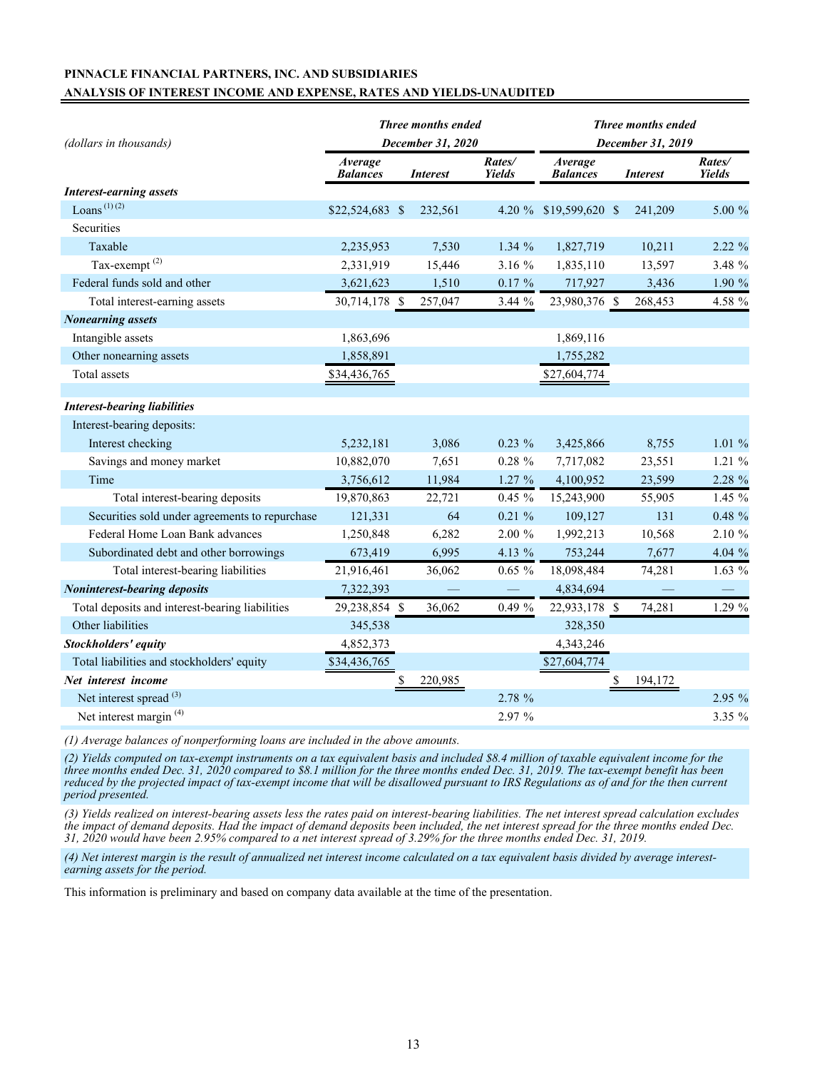**PINNACLE FINANCIAL PARTNERS, INC. AND SUBSIDIARIES**
**ANALYSIS OF INTEREST INCOME AND EXPENSE, RATES AND YIELDS-UNAUDITED**

| *(dollars in thousands)* | ***Three months ended December 31, 2020*** | | | ***Three months ended December 31, 2019*** | | |
|---|---|---|---|---|---|---|
| | ***Average Balances*** | ***Interest*** | ***Rates/ Yields*** | ***Average Balances*** | ***Interest*** | ***Rates/ Yields*** |
| ***Interest-earning assets*** | | | | | | |
| Loans [(1) (2)] | $22,524,683 | $ 232,561 | 4.20 % | $19,599,620 | $ 241,209 | 5.00 % |
| Securities | | | | | | |
| Taxable | 2,235,953 | 7,530 | 1.34 % | 1,827,719 | 10,211 | 2.22 % |
| Tax-exempt [(2)] | 2,331,919 | 15,446 | 3.16 % | 1,835,110 | 13,597 | 3.48 % |
| Federal funds sold and other | 3,621,623 | 1,510 | 0.17 % | 717,927 | 3,436 | 1.90 % |
| Total interest-earning assets | 30,714,178 | $ 257,047 | 3.44 % | 23,980,376 | $ 268,453 | 4.58 % |
| ***Nonearning assets*** | | | | | | |
| Intangible assets | 1,863,696 | | | 1,869,116 | | |
| Other nonearning assets | 1,858,891 | | | 1,755,282 | | |
| Total assets | $34,436,765 | | | $27,604,774 | | |
| | | | | | | |
| ***Interest-bearing liabilities*** | | | | | | |
| Interest-bearing deposits: | | | | | | |
| Interest checking | 5,232,181 | 3,086 | 0.23 % | 3,425,866 | 8,755 | 1.01 % |
| Savings and money market | 10,882,070 | 7,651 | 0.28 % | 7,717,082 | 23,551 | 1.21 % |
| Time | 3,756,612 | 11,984 | 1.27 % | 4,100,952 | 23,599 | 2.28 % |
| Total interest-bearing deposits | 19,870,863 | 22,721 | 0.45 % | 15,243,900 | 55,905 | 1.45 % |
| Securities sold under agreements to repurchase | 121,331 | 64 | 0.21 % | 109,127 | 131 | 0.48 % |
| Federal Home Loan Bank advances | 1,250,848 | 6,282 | 2.00 % | 1,992,213 | 10,568 | 2.10 % |
| Subordinated debt and other borrowings | 673,419 | 6,995 | 4.13 % | 753,244 | 7,677 | 4.04 % |
| Total interest-bearing liabilities | 21,916,461 | 36,062 | 0.65 % | 18,098,484 | 74,281 | 1.63 % |
| ***Noninterest-bearing deposits*** | 7,322,393 | — | — | 4,834,694 | — | — |
| Total deposits and interest-bearing liabilities | 29,238,854 | $ 36,062 | 0.49 % | 22,933,178 | $ 74,281 | 1.29 % |
| Other liabilities | 345,538 | | | 328,350 | | |
| ***Stockholders' equity*** | 4,852,373 | | | 4,343,246 | | |
| Total liabilities and stockholders' equity | $34,436,765 | | | $27,604,774 | | |
| ***Net interest income*** | | $ 220,985 | | | $ 194,172 | |
| Net interest spread [(3)] | | | 2.78 % | | | 2.95 % |
| Net interest margin [(4)] | | | 2.97 % | | | 3.35 % |

*(1) Average balances of nonperforming loans are included in the above amounts.*

*(2) Yields computed on tax-exempt instruments on a tax equivalent basis and included $8.4 million of taxable equivalent income for the three months ended Dec. 31, 2020 compared to $8.1 million for the three months ended Dec. 31, 2019. The tax-exempt benefit has been reduced by the projected impact of tax-exempt income that will be disallowed pursuant to IRS Regulations as of and for the then current period presented.*

*(3) Yields realized on interest-bearing assets less the rates paid on interest-bearing liabilities. The net interest spread calculation excludes the impact of demand deposits. Had the impact of demand deposits been included, the net interest spread for the three months ended Dec. 31, 2020 would have been 2.95% compared to a net interest spread of 3.29% for the three months ended Dec. 31, 2019.*

*(4) Net interest margin is the result of annualized net interest income calculated on a tax equivalent basis divided by average interest-earning assets for the period.*

This information is preliminary and based on company data available at the time of the presentation.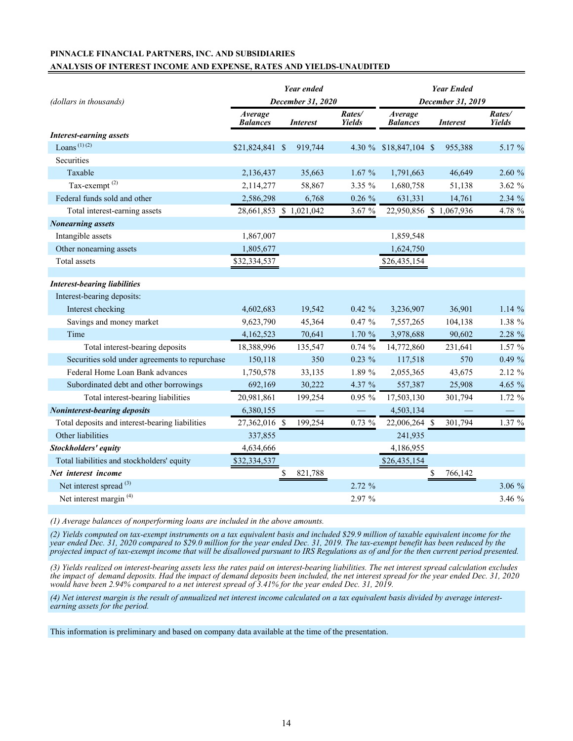**PINNACLE FINANCIAL PARTNERS, INC. AND SUBSIDIARIES**

**ANALYSIS OF INTEREST INCOME AND EXPENSE, RATES AND YIELDS-UNAUDITED**

| *(dollars in thousands)* | *Year ended December 31, 2020* | | | *Year Ended December 31, 2019* | | |
|---|---|---|---|---|---|---|
| | ***Average Balances*** | ***Interest*** | ***Rates/ Yields*** | ***Average Balances*** | ***Interest*** | ***Rates/ Yields*** |
| ***Interest-earning assets*** | | | | | | |
| Loans [(1)(2)] | $21,824,841 | $ 919,744 | 4.30 % | $18,847,104 | $ 955,388 | 5.17 % |
| Securities | | | | | | |
| Taxable | 2,136,437 | 35,663 | 1.67 % | 1,791,663 | 46,649 | 2.60 % |
| Tax-exempt [(2)] | 2,114,277 | 58,867 | 3.35 % | 1,680,758 | 51,138 | 3.62 % |
| Federal funds sold and other | 2,586,298 | 6,768 | 0.26 % | 631,331 | 14,761 | 2.34 % |
| Total interest-earning assets | 28,661,853 | $ 1,021,042 | 3.67 % | 22,950,856 | $ 1,067,936 | 4.78 % |
| ***Nonearning assets*** | | | | | | |
| Intangible assets | 1,867,007 | | | 1,859,548 | | |
| Other nonearning assets | 1,805,677 | | | 1,624,750 | | |
| Total assets | $32,334,537 | | | $26,435,154 | | |
| | | | | | | |
| ***Interest-bearing liabilities*** | | | | | | |
| Interest-bearing deposits: | | | | | | |
| Interest checking | 4,602,683 | 19,542 | 0.42 % | 3,236,907 | 36,901 | 1.14 % |
| Savings and money market | 9,623,790 | 45,364 | 0.47 % | 7,557,265 | 104,138 | 1.38 % |
| Time | 4,162,523 | 70,641 | 1.70 % | 3,978,688 | 90,602 | 2.28 % |
| Total interest-bearing deposits | 18,388,996 | 135,547 | 0.74 % | 14,772,860 | 231,641 | 1.57 % |
| Securities sold under agreements to repurchase | 150,118 | 350 | 0.23 % | 117,518 | 570 | 0.49 % |
| Federal Home Loan Bank advances | 1,750,578 | 33,135 | 1.89 % | 2,055,365 | 43,675 | 2.12 % |
| Subordinated debt and other borrowings | 692,169 | 30,222 | 4.37 % | 557,387 | 25,908 | 4.65 % |
| Total interest-bearing liabilities | 20,981,861 | 199,254 | 0.95 % | 17,503,130 | 301,794 | 1.72 % |
| ***Noninterest-bearing deposits*** | 6,380,155 | — | — | 4,503,134 | — | — |
| Total deposits and interest-bearing liabilities | 27,362,016 | $ 199,254 | 0.73 % | 22,006,264 | $ 301,794 | 1.37 % |
| Other liabilities | 337,855 | | | 241,935 | | |
| ***Stockholders' equity*** | 4,634,666 | | | 4,186,955 | | |
| Total liabilities and stockholders' equity | $32,334,537 | | | $26,435,154 | | |
| ***Net interest income*** | | $ 821,788 | | | $ 766,142 | |
| Net interest spread [(3)] | | | 2.72 % | | | 3.06 % |
| Net interest margin [(4)] | | | 2.97 % | | | 3.46 % |

*(1) Average balances of nonperforming loans are included in the above amounts.*

*(2) Yields computed on tax-exempt instruments on a tax equivalent basis and included $29.9 million of taxable equivalent income for the year ended Dec. 31, 2020 compared to $29.0 million for the year ended Dec. 31, 2019. The tax-exempt benefit has been reduced by the projected impact of tax-exempt income that will be disallowed pursuant to IRS Regulations as of and for the then current period presented.*

*(3) Yields realized on interest-bearing assets less the rates paid on interest-bearing liabilities. The net interest spread calculation excludes the impact of demand deposits. Had the impact of demand deposits been included, the net interest spread for the year ended Dec. 31, 2020 would have been 2.94% compared to a net interest spread of 3.41% for the year ended Dec. 31, 2019.*

*(4) Net interest margin is the result of annualized net interest income calculated on a tax equivalent basis divided by average interest-earning assets for the period.*

This information is preliminary and based on company data available at the time of the presentation.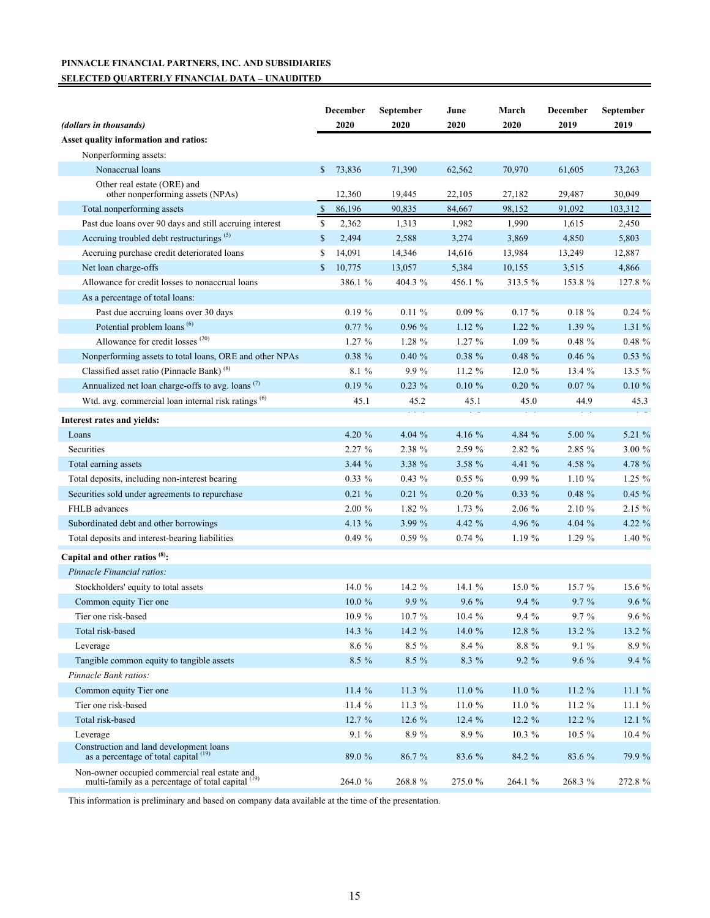**PINNACLE FINANCIAL PARTNERS, INC. AND SUBSIDIARIES**

**SELECTED QUARTERLY FINANCIAL DATA – UNAUDITED**

| *(dollars in thousands)* | December 2020 | September 2020 | June 2020 | March 2020 | December 2019 | September 2019 |
|---|---|---|---|---|---|---|
| **Asset quality information and ratios:** | | | | | | |
| Nonperforming assets: | | | | | | |
| Nonaccrual loans | $ 73,836 | 71,390 | 62,562 | 70,970 | 61,605 | 73,263 |
| Other real estate (ORE) and other nonperforming assets (NPAs) | 12,360 | 19,445 | 22,105 | 27,182 | 29,487 | 30,049 |
| Total nonperforming assets | $ 86,196 | 90,835 | 84,667 | 98,152 | 91,092 | 103,312 |
| Past due loans over 90 days and still accruing interest | $ 2,362 | 1,313 | 1,982 | 1,990 | 1,615 | 2,450 |
| Accruing troubled debt restructurings [5] | $ 2,494 | 2,588 | 3,274 | 3,869 | 4,850 | 5,803 |
| Accruing purchase credit deteriorated loans | $ 14,091 | 14,346 | 14,616 | 13,984 | 13,249 | 12,887 |
| Net loan charge-offs | $ 10,775 | 13,057 | 5,384 | 10,155 | 3,515 | 4,866 |
| Allowance for credit losses to nonaccrual loans | 386.1 % | 404.3 % | 456.1 % | 313.5 % | 153.8 % | 127.8 % |
| As a percentage of total loans: | | | | | | |
| Past due accruing loans over 30 days | 0.19 % | 0.11 % | 0.09 % | 0.17 % | 0.18 % | 0.24 % |
| Potential problem loans [6] | 0.77 % | 0.96 % | 1.12 % | 1.22 % | 1.39 % | 1.31 % |
| Allowance for credit losses [20] | 1.27 % | 1.28 % | 1.27 % | 1.09 % | 0.48 % | 0.48 % |
| Nonperforming assets to total loans, ORE and other NPAs | 0.38 % | 0.40 % | 0.38 % | 0.48 % | 0.46 % | 0.53 % |
| Classified asset ratio (Pinnacle Bank) [8] | 8.1 % | 9.9 % | 11.2 % | 12.0 % | 13.4 % | 13.5 % |
| Annualized net loan charge-offs to avg. loans [7] | 0.19 % | 0.23 % | 0.10 % | 0.20 % | 0.07 % | 0.10 % |
| Wtd. avg. commercial loan internal risk ratings [6] | 45.1 | 45.2 | 45.1 | 45.0 | 44.9 | 45.3 |
| **Interest rates and yields:** | | | | | | |
| Loans | 4.20 % | 4.04 % | 4.16 % | 4.84 % | 5.00 % | 5.21 % |
| Securities | 2.27 % | 2.38 % | 2.59 % | 2.82 % | 2.85 % | 3.00 % |
| Total earning assets | 3.44 % | 3.38 % | 3.58 % | 4.41 % | 4.58 % | 4.78 % |
| Total deposits, including non-interest bearing | 0.33 % | 0.43 % | 0.55 % | 0.99 % | 1.10 % | 1.25 % |
| Securities sold under agreements to repurchase | 0.21 % | 0.21 % | 0.20 % | 0.33 % | 0.48 % | 0.45 % |
| FHLB advances | 2.00 % | 1.82 % | 1.73 % | 2.06 % | 2.10 % | 2.15 % |
| Subordinated debt and other borrowings | 4.13 % | 3.99 % | 4.42 % | 4.96 % | 4.04 % | 4.22 % |
| Total deposits and interest-bearing liabilities | 0.49 % | 0.59 % | 0.74 % | 1.19 % | 1.29 % | 1.40 % |
| **Capital and other ratios [8]:** | | | | | | |
| *Pinnacle Financial ratios:* | | | | | | |
| Stockholders' equity to total assets | 14.0 % | 14.2 % | 14.1 % | 15.0 % | 15.7 % | 15.6 % |
| Common equity Tier one | 10.0 % | 9.9 % | 9.6 % | 9.4 % | 9.7 % | 9.6 % |
| Tier one risk-based | 10.9 % | 10.7 % | 10.4 % | 9.4 % | 9.7 % | 9.6 % |
| Total risk-based | 14.3 % | 14.2 % | 14.0 % | 12.8 % | 13.2 % | 13.2 % |
| Leverage | 8.6 % | 8.5 % | 8.4 % | 8.8 % | 9.1 % | 8.9 % |
| Tangible common equity to tangible assets | 8.5 % | 8.5 % | 8.3 % | 9.2 % | 9.6 % | 9.4 % |
| *Pinnacle Bank ratios:* | | | | | | |
| Common equity Tier one | 11.4 % | 11.3 % | 11.0 % | 11.0 % | 11.2 % | 11.1 % |
| Tier one risk-based | 11.4 % | 11.3 % | 11.0 % | 11.0 % | 11.2 % | 11.1 % |
| Total risk-based | 12.7 % | 12.6 % | 12.4 % | 12.2 % | 12.2 % | 12.1 % |
| Leverage | 9.1 % | 8.9 % | 8.9 % | 10.3 % | 10.5 % | 10.4 % |
| Construction and land development loans as a percentage of total capital [19] | 89.0 % | 86.7 % | 83.6 % | 84.2 % | 83.6 % | 79.9 % |
| Non-owner occupied commercial real estate and multi-family as a percentage of total capital [19] | 264.0 % | 268.8 % | 275.0 % | 264.1 % | 268.3 % | 272.8 % |

This information is preliminary and based on company data available at the time of the presentation.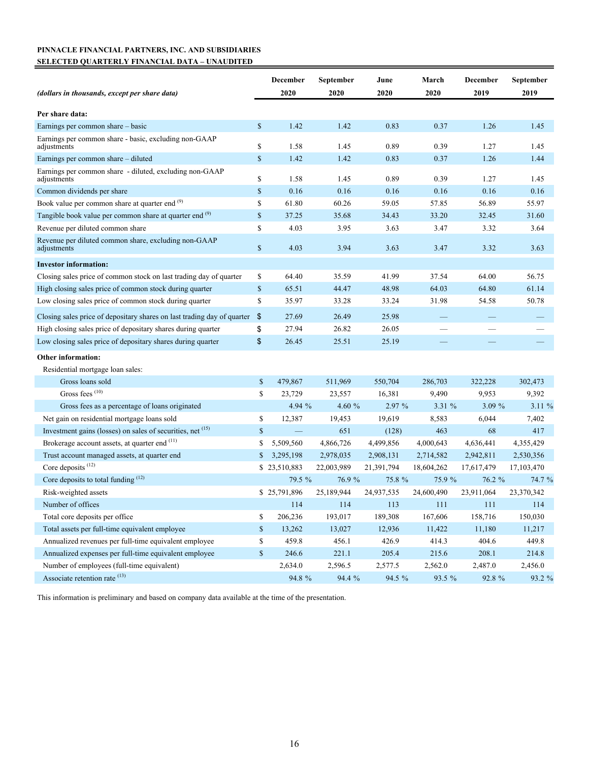**PINNACLE FINANCIAL PARTNERS, INC. AND SUBSIDIARIES**
**SELECTED QUARTERLY FINANCIAL DATA – UNAUDITED**

| *(dollars in thousands, except per share data)* | December 2020 | September 2020 | June 2020 | March 2020 | December 2019 | September 2019 |
|---|---|---|---|---|---|---|
| **Per share data:** | | | | | | |
| Earnings per common share – basic | $ 1.42 | 1.42 | 0.83 | 0.37 | 1.26 | 1.45 |
| Earnings per common share - basic, excluding non-GAAP adjustments | $ 1.58 | 1.45 | 0.89 | 0.39 | 1.27 | 1.45 |
| Earnings per common share – diluted | $ 1.42 | 1.42 | 0.83 | 0.37 | 1.26 | 1.44 |
| Earnings per common share - diluted, excluding non-GAAP adjustments | $ 1.58 | 1.45 | 0.89 | 0.39 | 1.27 | 1.45 |
| Common dividends per share | $ 0.16 | 0.16 | 0.16 | 0.16 | 0.16 | 0.16 |
| Book value per common share at quarter end [9] | $ 61.80 | 60.26 | 59.05 | 57.85 | 56.89 | 55.97 |
| Tangible book value per common share at quarter end [9] | $ 37.25 | 35.68 | 34.43 | 33.20 | 32.45 | 31.60 |
| Revenue per diluted common share | $ 4.03 | 3.95 | 3.63 | 3.47 | 3.32 | 3.64 |
| Revenue per diluted common share, excluding non-GAAP adjustments | $ 4.03 | 3.94 | 3.63 | 3.47 | 3.32 | 3.63 |
| **Investor information:** | | | | | | |
| Closing sales price of common stock on last trading day of quarter | $ 64.40 | 35.59 | 41.99 | 37.54 | 64.00 | 56.75 |
| High closing sales price of common stock during quarter | $ 65.51 | 44.47 | 48.98 | 64.03 | 64.80 | 61.14 |
| Low closing sales price of common stock during quarter | $ 35.97 | 33.28 | 33.24 | 31.98 | 54.58 | 50.78 |
| Closing sales price of depositary shares on last trading day of quarter | $ 27.69 | 26.49 | 25.98 | — | — | — |
| High closing sales price of depositary shares during quarter | $ 27.94 | 26.82 | 26.05 | — | — | — |
| Low closing sales price of depositary shares during quarter | $ 26.45 | 25.51 | 25.19 | — | — | — |
| **Other information:** | | | | | | |
| Residential mortgage loan sales: | | | | | | |
| Gross loans sold | $ 479,867 | 511,969 | 550,704 | 286,703 | 322,228 | 302,473 |
| Gross fees [10] | $ 23,729 | 23,557 | 16,381 | 9,490 | 9,953 | 9,392 |
| Gross fees as a percentage of loans originated | 4.94 % | 4.60 % | 2.97 % | 3.31 % | 3.09 % | 3.11 % |
| Net gain on residential mortgage loans sold | $ 12,387 | 19,453 | 19,619 | 8,583 | 6,044 | 7,402 |
| Investment gains (losses) on sales of securities, net [15] | $ — | 651 | (128) | 463 | 68 | 417 |
| Brokerage account assets, at quarter end [11] | $ 5,509,560 | 4,866,726 | 4,499,856 | 4,000,643 | 4,636,441 | 4,355,429 |
| Trust account managed assets, at quarter end | $ 3,295,198 | 2,978,035 | 2,908,131 | 2,714,582 | 2,942,811 | 2,530,356 |
| Core deposits [12] | $ 23,510,883 | 22,003,989 | 21,391,794 | 18,604,262 | 17,617,479 | 17,103,470 |
| Core deposits to total funding [12] | 79.5 % | 76.9 % | 75.8 % | 75.9 % | 76.2 % | 74.7 % |
| Risk-weighted assets | $ 25,791,896 | 25,189,944 | 24,937,535 | 24,600,490 | 23,911,064 | 23,370,342 |
| Number of offices | 114 | 114 | 113 | 111 | 111 | 114 |
| Total core deposits per office | $ 206,236 | 193,017 | 189,308 | 167,606 | 158,716 | 150,030 |
| Total assets per full-time equivalent employee | $ 13,262 | 13,027 | 12,936 | 11,422 | 11,180 | 11,217 |
| Annualized revenues per full-time equivalent employee | $ 459.8 | 456.1 | 426.9 | 414.3 | 404.6 | 449.8 |
| Annualized expenses per full-time equivalent employee | $ 246.6 | 221.1 | 205.4 | 215.6 | 208.1 | 214.8 |
| Number of employees (full-time equivalent) | 2,634.0 | 2,596.5 | 2,577.5 | 2,562.0 | 2,487.0 | 2,456.0 |
| Associate retention rate [13] | 94.8 % | 94.4 % | 94.5 % | 93.5 % | 92.8 % | 93.2 % |

This information is preliminary and based on company data available at the time of the presentation.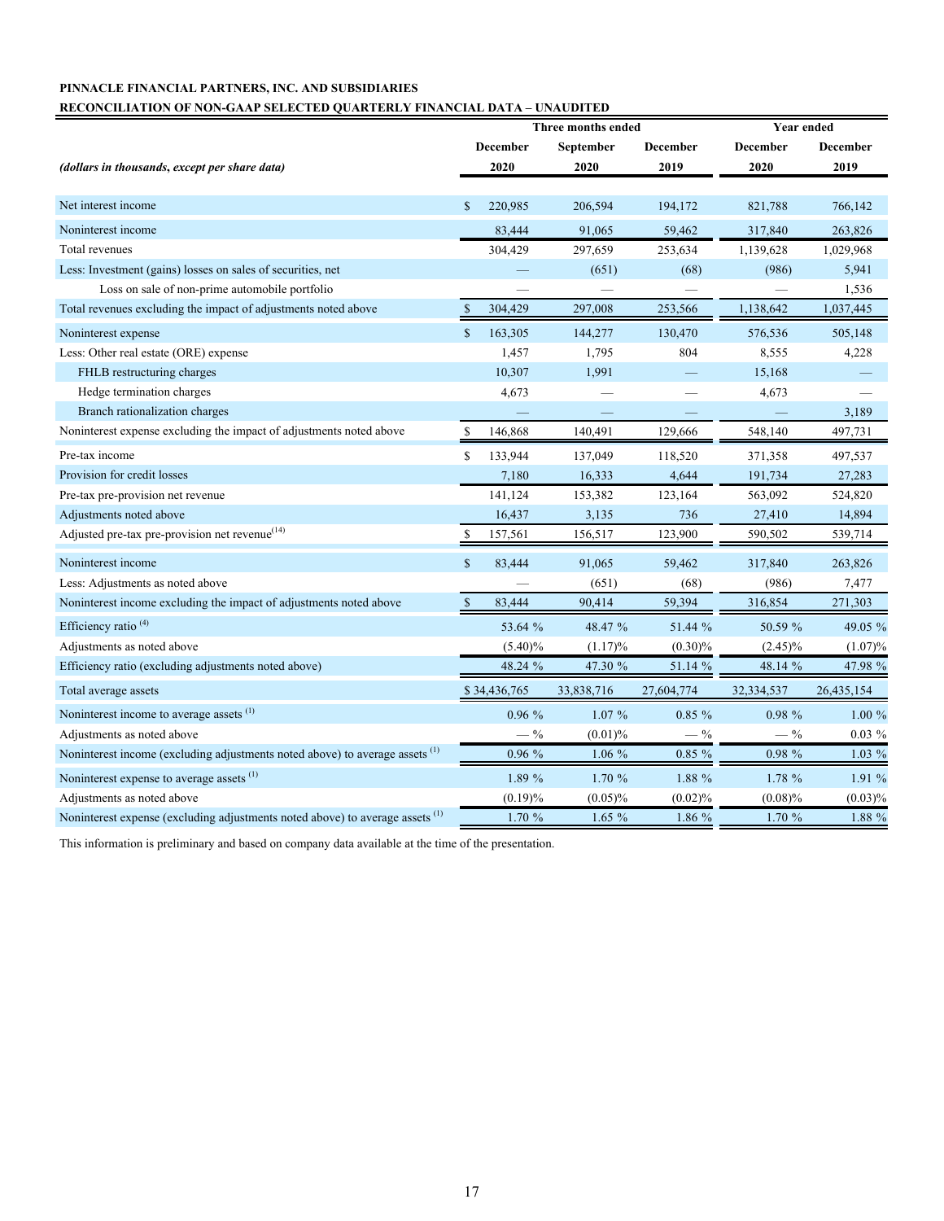**PINNACLE FINANCIAL PARTNERS, INC. AND SUBSIDIARIES**

**RECONCILIATION OF NON-GAAP SELECTED QUARTERLY FINANCIAL DATA – UNAUDITED**

| *(dollars in thousands, except per share data)* | Three months ended | | | Year ended | |
|---|---|---|---|---|---|
| | December 2020 | September 2020 | December 2019 | December 2020 | December 2019 |
| Net interest income | $ 220,985 | 206,594 | 194,172 | 821,788 | 766,142 |
| Noninterest income | 83,444 | 91,065 | 59,462 | 317,840 | 263,826 |
| Total revenues | 304,429 | 297,659 | 253,634 | 1,139,628 | 1,029,968 |
| Less: Investment (gains) losses on sales of securities, net | — | (651) | (68) | (986) | 5,941 |
| Loss on sale of non-prime automobile portfolio | — | — | — | — | 1,536 |
| Total revenues excluding the impact of adjustments noted above | $ 304,429 | 297,008 | 253,566 | 1,138,642 | 1,037,445 |
| Noninterest expense | $ 163,305 | 144,277 | 130,470 | 576,536 | 505,148 |
| Less: Other real estate (ORE) expense | 1,457 | 1,795 | 804 | 8,555 | 4,228 |
| FHLB restructuring charges | 10,307 | 1,991 | — | 15,168 | — |
| Hedge termination charges | 4,673 | — | — | 4,673 | — |
| Branch rationalization charges | — | — | — | — | 3,189 |
| Noninterest expense excluding the impact of adjustments noted above | $ 146,868 | 140,491 | 129,666 | 548,140 | 497,731 |
| Pre-tax income | $ 133,944 | 137,049 | 118,520 | 371,358 | 497,537 |
| Provision for credit losses | 7,180 | 16,333 | 4,644 | 191,734 | 27,283 |
| Pre-tax pre-provision net revenue | 141,124 | 153,382 | 123,164 | 563,092 | 524,820 |
| Adjustments noted above | 16,437 | 3,135 | 736 | 27,410 | 14,894 |
| Adjusted pre-tax pre-provision net revenue[14] | $ 157,561 | 156,517 | 123,900 | 590,502 | 539,714 |
| Noninterest income | $ 83,444 | 91,065 | 59,462 | 317,840 | 263,826 |
| Less: Adjustments as noted above | — | (651) | (68) | (986) | 7,477 |
| Noninterest income excluding the impact of adjustments noted above | $ 83,444 | 90,414 | 59,394 | 316,854 | 271,303 |
| Efficiency ratio [4] | 53.64 % | 48.47 % | 51.44 % | 50.59 % | 49.05 % |
| Adjustments as noted above | (5.40)% | (1.17)% | (0.30)% | (2.45)% | (1.07)% |
| Efficiency ratio (excluding adjustments noted above) | 48.24 % | 47.30 % | 51.14 % | 48.14 % | 47.98 % |
| Total average assets | $ 34,436,765 | 33,838,716 | 27,604,774 | 32,334,537 | 26,435,154 |
| Noninterest income to average assets [1] | 0.96 % | 1.07 % | 0.85 % | 0.98 % | 1.00 % |
| Adjustments as noted above | — % | (0.01)% | — % | — % | 0.03 % |
| Noninterest income (excluding adjustments noted above) to average assets [1] | 0.96 % | 1.06 % | 0.85 % | 0.98 % | 1.03 % |
| Noninterest expense to average assets [1] | 1.89 % | 1.70 % | 1.88 % | 1.78 % | 1.91 % |
| Adjustments as noted above | (0.19)% | (0.05)% | (0.02)% | (0.08)% | (0.03)% |
| Noninterest expense (excluding adjustments noted above) to average assets [1] | 1.70 % | 1.65 % | 1.86 % | 1.70 % | 1.88 % |

This information is preliminary and based on company data available at the time of the presentation.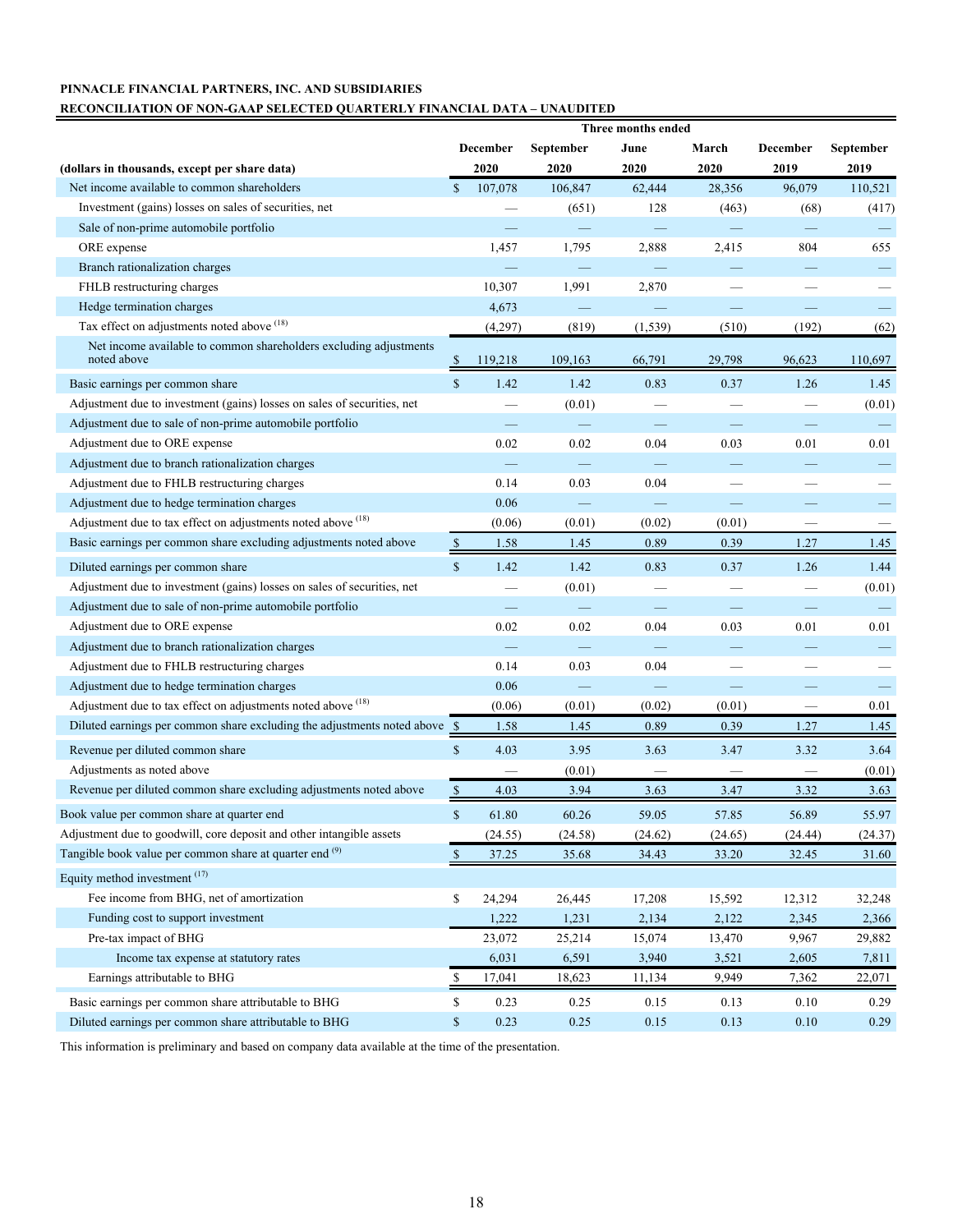**PINNACLE FINANCIAL PARTNERS, INC. AND SUBSIDIARIES**

**RECONCILIATION OF NON-GAAP SELECTED QUARTERLY FINANCIAL DATA – UNAUDITED**

| | Three months ended | | | | | |
|---|---|---|---|---|---|---|
| **(dollars in thousands, except per share data)** | **December 2020** | **September 2020** | **June 2020** | **March 2020** | **December 2019** | **September 2019** |
| Net income available to common shareholders | $ 107,078 | 106,847 | 62,444 | 28,356 | 96,079 | 110,521 |
| Investment (gains) losses on sales of securities, net | — | (651) | 128 | (463) | (68) | (417) |
| Sale of non-prime automobile portfolio | — | — | — | — | — | — |
| ORE expense | 1,457 | 1,795 | 2,888 | 2,415 | 804 | 655 |
| Branch rationalization charges | — | — | — | — | — | — |
| FHLB restructuring charges | 10,307 | 1,991 | 2,870 | — | — | — |
| Hedge termination charges | 4,673 | — | — | — | — | — |
| Tax effect on adjustments noted above [18] | (4,297) | (819) | (1,539) | (510) | (192) | (62) |
| Net income available to common shareholders excluding adjustments noted above | $ 119,218 | 109,163 | 66,791 | 29,798 | 96,623 | 110,697 |
| Basic earnings per common share | $ 1.42 | 1.42 | 0.83 | 0.37 | 1.26 | 1.45 |
| Adjustment due to investment (gains) losses on sales of securities, net | — | (0.01) | — | — | — | (0.01) |
| Adjustment due to sale of non-prime automobile portfolio | — | — | — | — | — | — |
| Adjustment due to ORE expense | 0.02 | 0.02 | 0.04 | 0.03 | 0.01 | 0.01 |
| Adjustment due to branch rationalization charges | — | — | — | — | — | — |
| Adjustment due to FHLB restructuring charges | 0.14 | 0.03 | 0.04 | — | — | — |
| Adjustment due to hedge termination charges | 0.06 | — | — | — | — | — |
| Adjustment due to tax effect on adjustments noted above [18] | (0.06) | (0.01) | (0.02) | (0.01) | — | — |
| Basic earnings per common share excluding adjustments noted above | $ 1.58 | 1.45 | 0.89 | 0.39 | 1.27 | 1.45 |
| Diluted earnings per common share | $ 1.42 | 1.42 | 0.83 | 0.37 | 1.26 | 1.44 |
| Adjustment due to investment (gains) losses on sales of securities, net | — | (0.01) | — | — | — | (0.01) |
| Adjustment due to sale of non-prime automobile portfolio | — | — | — | — | — | — |
| Adjustment due to ORE expense | 0.02 | 0.02 | 0.04 | 0.03 | 0.01 | 0.01 |
| Adjustment due to branch rationalization charges | — | — | — | — | — | — |
| Adjustment due to FHLB restructuring charges | 0.14 | 0.03 | 0.04 | — | — | — |
| Adjustment due to hedge termination charges | 0.06 | — | — | — | — | — |
| Adjustment due to tax effect on adjustments noted above [18] | (0.06) | (0.01) | (0.02) | (0.01) | — | 0.01 |
| Diluted earnings per common share excluding the adjustments noted above | $ 1.58 | 1.45 | 0.89 | 0.39 | 1.27 | 1.45 |
| Revenue per diluted common share | $ 4.03 | 3.95 | 3.63 | 3.47 | 3.32 | 3.64 |
| Adjustments as noted above | — | (0.01) | — | — | — | (0.01) |
| Revenue per diluted common share excluding adjustments noted above | $ 4.03 | 3.94 | 3.63 | 3.47 | 3.32 | 3.63 |
| Book value per common share at quarter end | $ 61.80 | 60.26 | 59.05 | 57.85 | 56.89 | 55.97 |
| Adjustment due to goodwill, core deposit and other intangible assets | (24.55) | (24.58) | (24.62) | (24.65) | (24.44) | (24.37) |
| Tangible book value per common share at quarter end [9] | $ 37.25 | 35.68 | 34.43 | 33.20 | 32.45 | 31.60 |
| Equity method investment [17] | | | | | | |
| Fee income from BHG, net of amortization | $ 24,294 | 26,445 | 17,208 | 15,592 | 12,312 | 32,248 |
| Funding cost to support investment | 1,222 | 1,231 | 2,134 | 2,122 | 2,345 | 2,366 |
| Pre-tax impact of BHG | 23,072 | 25,214 | 15,074 | 13,470 | 9,967 | 29,882 |
| Income tax expense at statutory rates | 6,031 | 6,591 | 3,940 | 3,521 | 2,605 | 7,811 |
| Earnings attributable to BHG | $ 17,041 | 18,623 | 11,134 | 9,949 | 7,362 | 22,071 |
| Basic earnings per common share attributable to BHG | $ 0.23 | 0.25 | 0.15 | 0.13 | 0.10 | 0.29 |
| Diluted earnings per common share attributable to BHG | $ 0.23 | 0.25 | 0.15 | 0.13 | 0.10 | 0.29 |

This information is preliminary and based on company data available at the time of the presentation.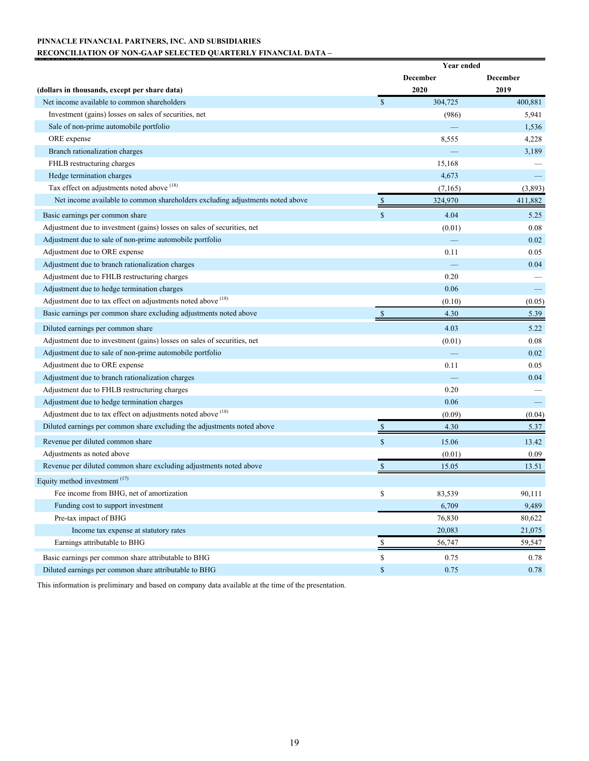**PINNACLE FINANCIAL PARTNERS, INC. AND SUBSIDIARIES**

**RECONCILIATION OF NON-GAAP SELECTED QUARTERLY FINANCIAL DATA –**

| (dollars in thousands, except per share data) | Year ended December 2020 | Year ended December 2019 |
|---|---|---|
| Net income available to common shareholders | $ 304,725 | 400,881 |
| Investment (gains) losses on sales of securities, net | (986) | 5,941 |
| Sale of non-prime automobile portfolio | — | 1,536 |
| ORE expense | 8,555 | 4,228 |
| Branch rationalization charges | — | 3,189 |
| FHLB restructuring charges | 15,168 | — |
| Hedge termination charges | 4,673 | — |
| Tax effect on adjustments noted above [18] | (7,165) | (3,893) |
| Net income available to common shareholders excluding adjustments noted above | $ 324,970 | 411,882 |
| Basic earnings per common share | $ 4.04 | 5.25 |
| Adjustment due to investment (gains) losses on sales of securities, net | (0.01) | 0.08 |
| Adjustment due to sale of non-prime automobile portfolio | — | 0.02 |
| Adjustment due to ORE expense | 0.11 | 0.05 |
| Adjustment due to branch rationalization charges | — | 0.04 |
| Adjustment due to FHLB restructuring charges | 0.20 | — |
| Adjustment due to hedge termination charges | 0.06 | — |
| Adjustment due to tax effect on adjustments noted above [18] | (0.10) | (0.05) |
| Basic earnings per common share excluding adjustments noted above | $ 4.30 | 5.39 |
| Diluted earnings per common share | 4.03 | 5.22 |
| Adjustment due to investment (gains) losses on sales of securities, net | (0.01) | 0.08 |
| Adjustment due to sale of non-prime automobile portfolio | — | 0.02 |
| Adjustment due to ORE expense | 0.11 | 0.05 |
| Adjustment due to branch rationalization charges | — | 0.04 |
| Adjustment due to FHLB restructuring charges | 0.20 | — |
| Adjustment due to hedge termination charges | 0.06 | — |
| Adjustment due to tax effect on adjustments noted above [18] | (0.09) | (0.04) |
| Diluted earnings per common share excluding the adjustments noted above | $ 4.30 | 5.37 |
| Revenue per diluted common share | $ 15.06 | 13.42 |
| Adjustments as noted above | (0.01) | 0.09 |
| Revenue per diluted common share excluding adjustments noted above | $ 15.05 | 13.51 |
| Equity method investment [17] | | |
| Fee income from BHG, net of amortization | $ 83,539 | 90,111 |
| Funding cost to support investment | 6,709 | 9,489 |
| Pre-tax impact of BHG | 76,830 | 80,622 |
| Income tax expense at statutory rates | 20,083 | 21,075 |
| Earnings attributable to BHG | $ 56,747 | 59,547 |
| Basic earnings per common share attributable to BHG | $ 0.75 | 0.78 |
| Diluted earnings per common share attributable to BHG | $ 0.75 | 0.78 |

This information is preliminary and based on company data available at the time of the presentation.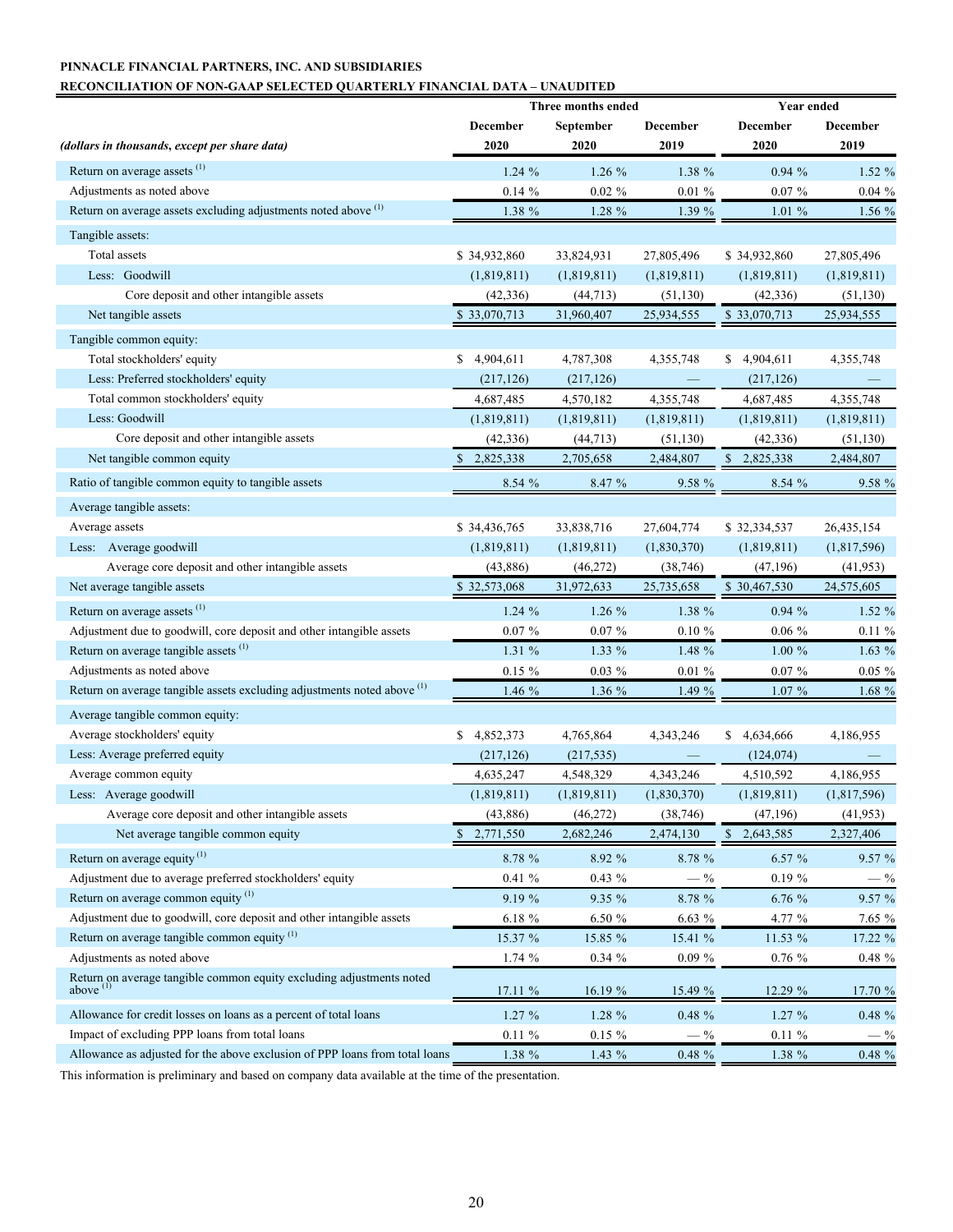**PINNACLE FINANCIAL PARTNERS, INC. AND SUBSIDIARIES**

**RECONCILIATION OF NON-GAAP SELECTED QUARTERLY FINANCIAL DATA – UNAUDITED**

| | Three months ended | | | Year ended | |
|---|---|---|---|---|---|
| *(dollars in thousands, except per share data)* | December 2020 | September 2020 | December 2019 | December 2020 | December 2019 |
| Return on average assets (1) | 1.24 % | 1.26 % | 1.38 % | 0.94 % | 1.52 % |
| Adjustments as noted above | 0.14 % | 0.02 % | 0.01 % | 0.07 % | 0.04 % |
| Return on average assets excluding adjustments noted above (1) | 1.38 % | 1.28 % | 1.39 % | 1.01 % | 1.56 % |
| Tangible assets: | | | | | |
| Total assets | $ 34,932,860 | 33,824,931 | 27,805,496 | $ 34,932,860 | 27,805,496 |
| Less: Goodwill | (1,819,811) | (1,819,811) | (1,819,811) | (1,819,811) | (1,819,811) |
| Core deposit and other intangible assets | (42,336) | (44,713) | (51,130) | (42,336) | (51,130) |
| Net tangible assets | $ 33,070,713 | 31,960,407 | 25,934,555 | $ 33,070,713 | 25,934,555 |
| Tangible common equity: | | | | | |
| Total stockholders' equity | $ 4,904,611 | 4,787,308 | 4,355,748 | $ 4,904,611 | 4,355,748 |
| Less: Preferred stockholders' equity | (217,126) | (217,126) | — | (217,126) | — |
| Total common stockholders' equity | 4,687,485 | 4,570,182 | 4,355,748 | 4,687,485 | 4,355,748 |
| Less: Goodwill | (1,819,811) | (1,819,811) | (1,819,811) | (1,819,811) | (1,819,811) |
| Core deposit and other intangible assets | (42,336) | (44,713) | (51,130) | (42,336) | (51,130) |
| Net tangible common equity | $ 2,825,338 | 2,705,658 | 2,484,807 | $ 2,825,338 | 2,484,807 |
| Ratio of tangible common equity to tangible assets | 8.54 % | 8.47 % | 9.58 % | 8.54 % | 9.58 % |
| Average tangible assets: | | | | | |
| Average assets | $ 34,436,765 | 33,838,716 | 27,604,774 | $ 32,334,537 | 26,435,154 |
| Less: Average goodwill | (1,819,811) | (1,819,811) | (1,830,370) | (1,819,811) | (1,817,596) |
| Average core deposit and other intangible assets | (43,886) | (46,272) | (38,746) | (47,196) | (41,953) |
| Net average tangible assets | $ 32,573,068 | 31,972,633 | 25,735,658 | $ 30,467,530 | 24,575,605 |
| Return on average assets (1) | 1.24 % | 1.26 % | 1.38 % | 0.94 % | 1.52 % |
| Adjustment due to goodwill, core deposit and other intangible assets | 0.07 % | 0.07 % | 0.10 % | 0.06 % | 0.11 % |
| Return on average tangible assets (1) | 1.31 % | 1.33 % | 1.48 % | 1.00 % | 1.63 % |
| Adjustments as noted above | 0.15 % | 0.03 % | 0.01 % | 0.07 % | 0.05 % |
| Return on average tangible assets excluding adjustments noted above (1) | 1.46 % | 1.36 % | 1.49 % | 1.07 % | 1.68 % |
| Average tangible common equity: | | | | | |
| Average stockholders' equity | $ 4,852,373 | 4,765,864 | 4,343,246 | $ 4,634,666 | 4,186,955 |
| Less: Average preferred equity | (217,126) | (217,535) | — | (124,074) | — |
| Average common equity | 4,635,247 | 4,548,329 | 4,343,246 | 4,510,592 | 4,186,955 |
| Less: Average goodwill | (1,819,811) | (1,819,811) | (1,830,370) | (1,819,811) | (1,817,596) |
| Average core deposit and other intangible assets | (43,886) | (46,272) | (38,746) | (47,196) | (41,953) |
| Net average tangible common equity | $ 2,771,550 | 2,682,246 | 2,474,130 | $ 2,643,585 | 2,327,406 |
| Return on average equity (1) | 8.78 % | 8.92 % | 8.78 % | 6.57 % | 9.57 % |
| Adjustment due to average preferred stockholders' equity | 0.41 % | 0.43 % | — % | 0.19 % | — % |
| Return on average common equity (1) | 9.19 % | 9.35 % | 8.78 % | 6.76 % | 9.57 % |
| Adjustment due to goodwill, core deposit and other intangible assets | 6.18 % | 6.50 % | 6.63 % | 4.77 % | 7.65 % |
| Return on average tangible common equity (1) | 15.37 % | 15.85 % | 15.41 % | 11.53 % | 17.22 % |
| Adjustments as noted above | 1.74 % | 0.34 % | 0.09 % | 0.76 % | 0.48 % |
| Return on average tangible common equity excluding adjustments noted above (1) | 17.11 % | 16.19 % | 15.49 % | 12.29 % | 17.70 % |
| Allowance for credit losses on loans as a percent of total loans | 1.27 % | 1.28 % | 0.48 % | 1.27 % | 0.48 % |
| Impact of excluding PPP loans from total loans | 0.11 % | 0.15 % | — % | 0.11 % | — % |
| Allowance as adjusted for the above exclusion of PPP loans from total loans | 1.38 % | 1.43 % | 0.48 % | 1.38 % | 0.48 % |

This information is preliminary and based on company data available at the time of the presentation.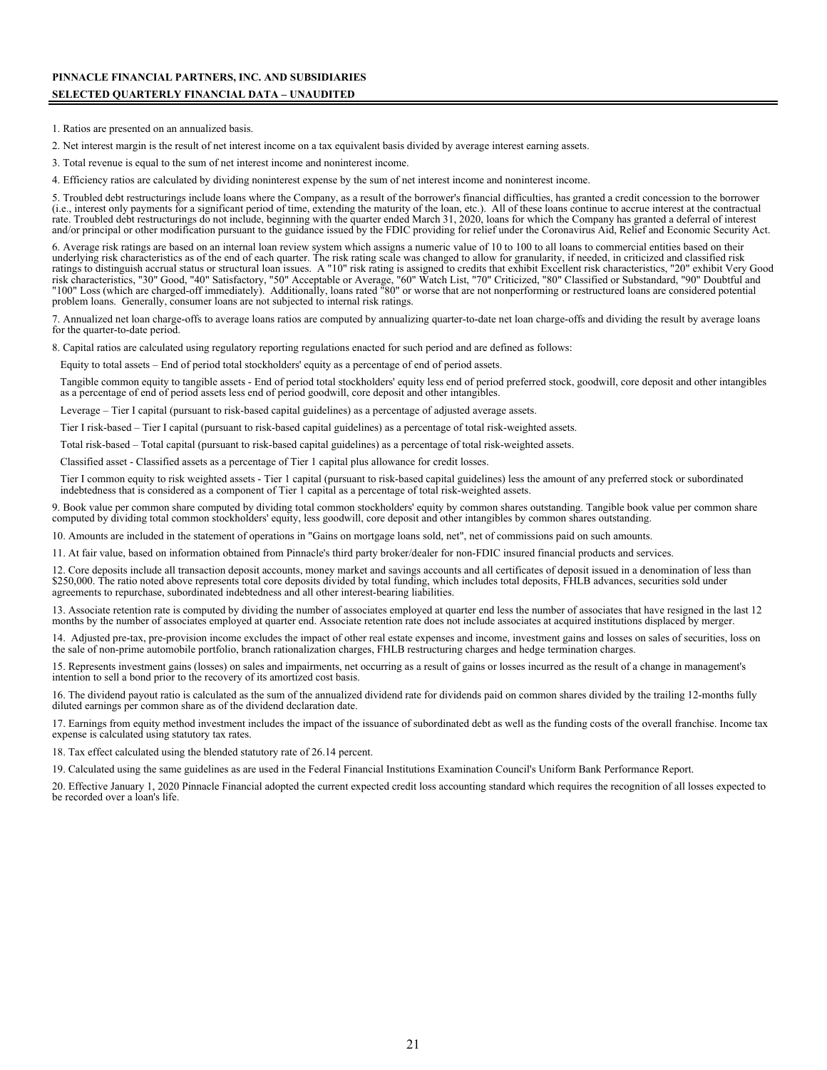**PINNACLE FINANCIAL PARTNERS, INC. AND SUBSIDIARIES**

**SELECTED QUARTERLY FINANCIAL DATA – UNAUDITED**

1. Ratios are presented on an annualized basis.

2. Net interest margin is the result of net interest income on a tax equivalent basis divided by average interest earning assets.

3. Total revenue is equal to the sum of net interest income and noninterest income.

4. Efficiency ratios are calculated by dividing noninterest expense by the sum of net interest income and noninterest income.

5. Troubled debt restructurings include loans where the Company, as a result of the borrower's financial difficulties, has granted a credit concession to the borrower (i.e., interest only payments for a significant period of time, extending the maturity of the loan, etc.). All of these loans continue to accrue interest at the contractual rate. Troubled debt restructurings do not include, beginning with the quarter ended March 31, 2020, loans for which the Company has granted a deferral of interest and/or principal or other modification pursuant to the guidance issued by the FDIC providing for relief under the Coronavirus Aid, Relief and Economic Security Act.

6. Average risk ratings are based on an internal loan review system which assigns a numeric value of 10 to 100 to all loans to commercial entities based on their underlying risk characteristics as of the end of each quarter. The risk rating scale was changed to allow for granularity, if needed, in criticized and classified risk ratings to distinguish accrual status or structural loan issues. A "10" risk rating is assigned to credits that exhibit Excellent risk characteristics, "20" exhibit Very Good risk characteristics, "30" Good, "40" Satisfactory, "50" Acceptable or Average, "60" Watch List, "70" Criticized, "80" Classified or Substandard, "90" Doubtful and "100" Loss (which are charged-off immediately). Additionally, loans rated "80" or worse that are not nonperforming or restructured loans are considered potential problem loans. Generally, consumer loans are not subjected to internal risk ratings.

7. Annualized net loan charge-offs to average loans ratios are computed by annualizing quarter-to-date net loan charge-offs and dividing the result by average loans for the quarter-to-date period.

8. Capital ratios are calculated using regulatory reporting regulations enacted for such period and are defined as follows:

Equity to total assets – End of period total stockholders' equity as a percentage of end of period assets.

Tangible common equity to tangible assets - End of period total stockholders' equity less end of period preferred stock, goodwill, core deposit and other intangibles as a percentage of end of period assets less end of period goodwill, core deposit and other intangibles.

Leverage – Tier I capital (pursuant to risk-based capital guidelines) as a percentage of adjusted average assets.

Tier I risk-based – Tier I capital (pursuant to risk-based capital guidelines) as a percentage of total risk-weighted assets.

Total risk-based – Total capital (pursuant to risk-based capital guidelines) as a percentage of total risk-weighted assets.

Classified asset - Classified assets as a percentage of Tier 1 capital plus allowance for credit losses.

Tier I common equity to risk weighted assets - Tier 1 capital (pursuant to risk-based capital guidelines) less the amount of any preferred stock or subordinated indebtedness that is considered as a component of Tier 1 capital as a percentage of total risk-weighted assets.

9. Book value per common share computed by dividing total common stockholders' equity by common shares outstanding. Tangible book value per common share computed by dividing total common stockholders' equity, less goodwill, core deposit and other intangibles by common shares outstanding.

10. Amounts are included in the statement of operations in "Gains on mortgage loans sold, net", net of commissions paid on such amounts.

11. At fair value, based on information obtained from Pinnacle's third party broker/dealer for non-FDIC insured financial products and services.

12. Core deposits include all transaction deposit accounts, money market and savings accounts and all certificates of deposit issued in a denomination of less than $250,000. The ratio noted above represents total core deposits divided by total funding, which includes total deposits, FHLB advances, securities sold under agreements to repurchase, subordinated indebtedness and all other interest-bearing liabilities.

13. Associate retention rate is computed by dividing the number of associates employed at quarter end less the number of associates that have resigned in the last 12 months by the number of associates employed at quarter end. Associate retention rate does not include associates at acquired institutions displaced by merger.

14. Adjusted pre-tax, pre-provision income excludes the impact of other real estate expenses and income, investment gains and losses on sales of securities, loss on the sale of non-prime automobile portfolio, branch rationalization charges, FHLB restructuring charges and hedge termination charges.

15. Represents investment gains (losses) on sales and impairments, net occurring as a result of gains or losses incurred as the result of a change in management's intention to sell a bond prior to the recovery of its amortized cost basis.

16. The dividend payout ratio is calculated as the sum of the annualized dividend rate for dividends paid on common shares divided by the trailing 12-months fully diluted earnings per common share as of the dividend declaration date.

17. Earnings from equity method investment includes the impact of the issuance of subordinated debt as well as the funding costs of the overall franchise. Income tax expense is calculated using statutory tax rates.

18. Tax effect calculated using the blended statutory rate of 26.14 percent.

19. Calculated using the same guidelines as are used in the Federal Financial Institutions Examination Council's Uniform Bank Performance Report.

20. Effective January 1, 2020 Pinnacle Financial adopted the current expected credit loss accounting standard which requires the recognition of all losses expected to be recorded over a loan's life.